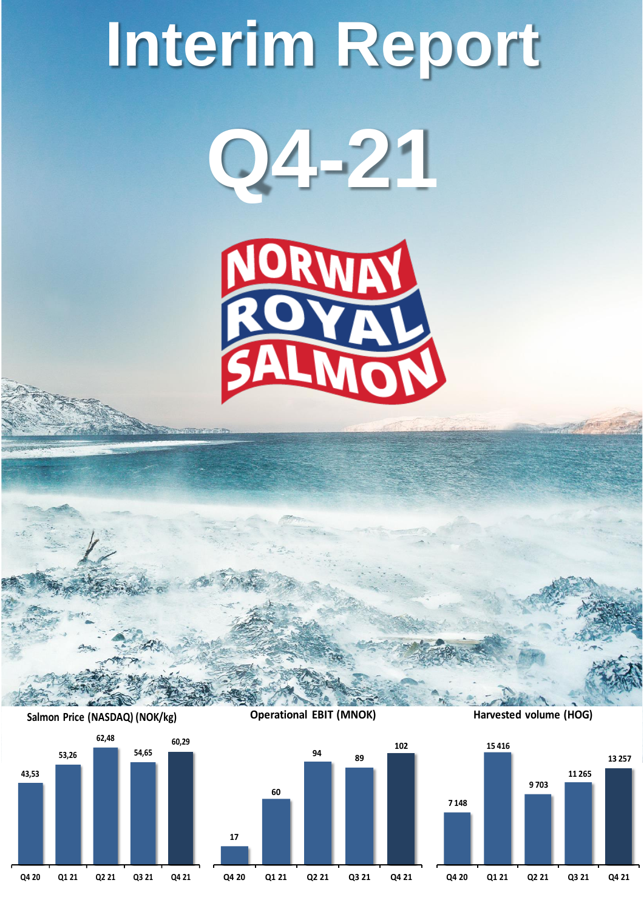# Interim Report

# Q4-21

NORWAY ROYAL SALMON

Salmon Price (NASDAQ) (NOK/kg)

43,53
53,26
62,48
54,65
60,29

Q4 20 Q1 21 Q2 21 Q3 21 Q4 21

Operational EBIT (MNOK)

17
60
94
89
102

Q4 20 Q1 21 Q2 21 Q3 21 Q4 21

Harvested volume (HOG)

7 148
15 416
9 703
11 265
13 257

Q4 20 Q1 21 Q2 21 Q3 21 Q4 21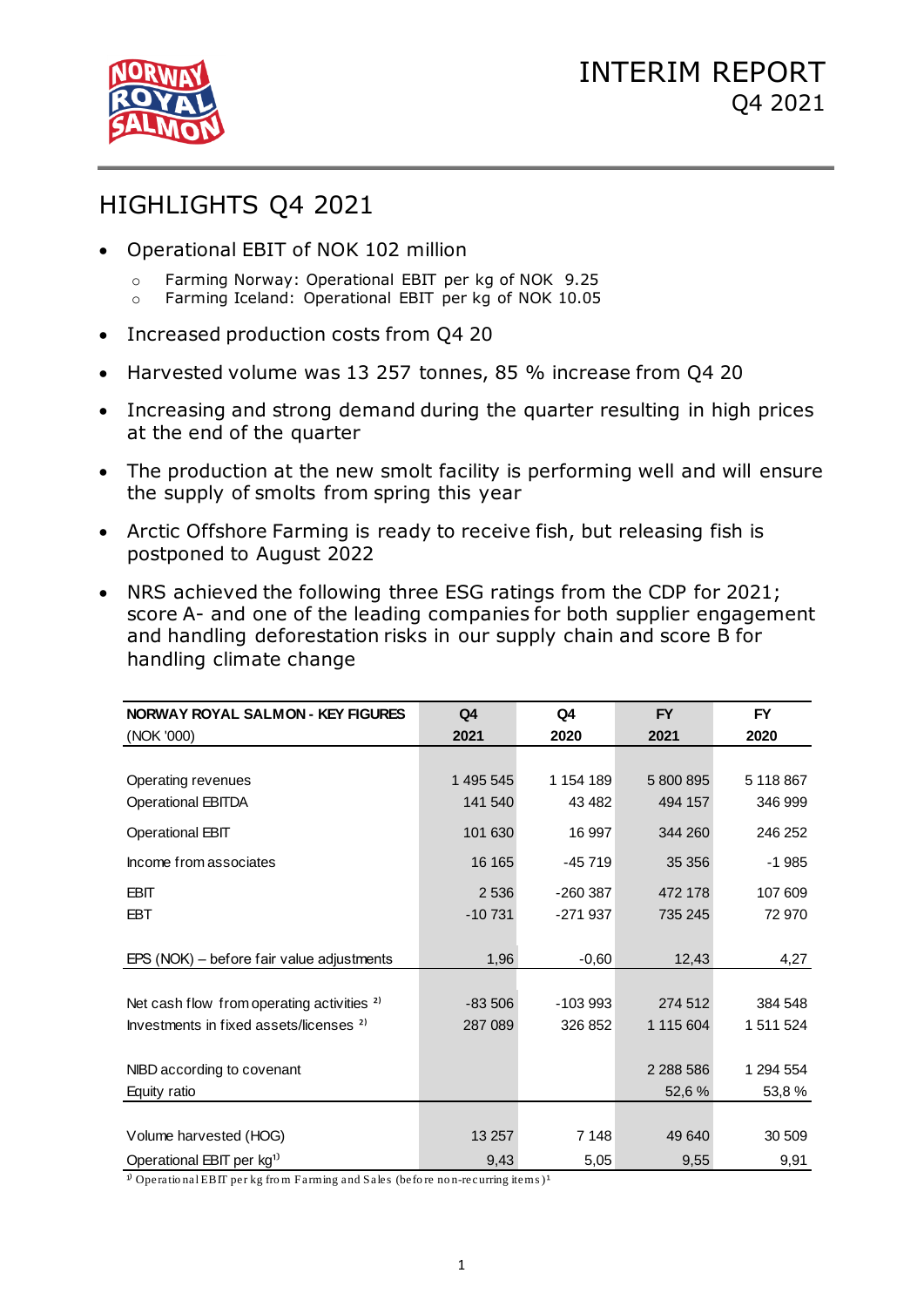# INTERIM REPORT
## Q4 2021

## HIGHLIGHTS Q4 2021

- Operational EBIT of NOK 102 million
  - Farming Norway: Operational EBIT per kg of NOK 9.25
  - Farming Iceland: Operational EBIT per kg of NOK 10.05
- Increased production costs from Q4 20
- Harvested volume was 13 257 tonnes, 85 % increase from Q4 20
- Increasing and strong demand during the quarter resulting in high prices at the end of the quarter
- The production at the new smolt facility is performing well and will ensure the supply of smolts from spring this year
- Arctic Offshore Farming is ready to receive fish, but releasing fish is postponed to August 2022
- NRS achieved the following three ESG ratings from the CDP for 2021; score A- and one of the leading companies for both supplier engagement and handling deforestation risks in our supply chain and score B for handling climate change

| NORWAY ROYAL SALMON - KEY FIGURES (NOK '000) | Q4 2021 | Q4 2020 | FY 2021 | FY 2020 |
|---|---|---|---|---|
| Operating revenues | 1 495 545 | 1 154 189 | 5 800 895 | 5 118 867 |
| Operational EBITDA | 141 540 | 43 482 | 494 157 | 346 999 |
| Operational EBIT | 101 630 | 16 997 | 344 260 | 246 252 |
| Income from associates | 16 165 | -45 719 | 35 356 | -1 985 |
| EBIT | 2 536 | -260 387 | 472 178 | 107 609 |
| EBT | -10 731 | -271 937 | 735 245 | 72 970 |
| EPS (NOK) – before fair value adjustments | 1,96 | -0,60 | 12,43 | 4,27 |
| Net cash flow from operating activities [2] | -83 506 | -103 993 | 274 512 | 384 548 |
| Investments in fixed assets/licenses [2] | 287 089 | 326 852 | 1 115 604 | 1 511 524 |
| NIBD according to covenant | | | 2 288 586 | 1 294 554 |
| Equity ratio | | | 52,6 % | 53,8 % |
| Volume harvested (HOG) | 13 257 | 7 148 | 49 640 | 30 509 |
| Operational EBIT per kg[1] | 9,43 | 5,05 | 9,55 | 9,91 |

[1] Operational EBIT per kg from Farming and Sales (before non-recurring items)[1]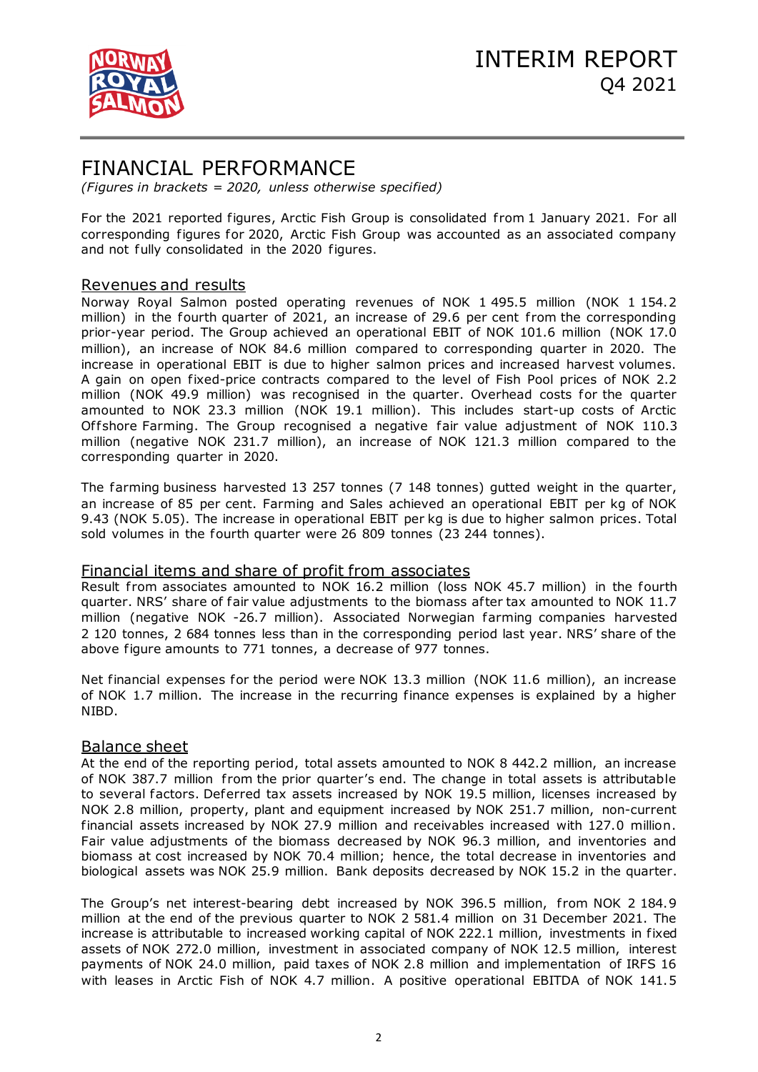# FINANCIAL PERFORMANCE

*(Figures in brackets = 2020, unless otherwise specified)*

For the 2021 reported figures, Arctic Fish Group is consolidated from 1 January 2021. For all corresponding figures for 2020, Arctic Fish Group was accounted as an associated company and not fully consolidated in the 2020 figures.

## Revenues and results

Norway Royal Salmon posted operating revenues of NOK 1 495.5 million (NOK 1 154.2 million) in the fourth quarter of 2021, an increase of 29.6 per cent from the corresponding prior-year period. The Group achieved an operational EBIT of NOK 101.6 million (NOK 17.0 million), an increase of NOK 84.6 million compared to corresponding quarter in 2020. The increase in operational EBIT is due to higher salmon prices and increased harvest volumes. A gain on open fixed-price contracts compared to the level of Fish Pool prices of NOK 2.2 million (NOK 49.9 million) was recognised in the quarter. Overhead costs for the quarter amounted to NOK 23.3 million (NOK 19.1 million). This includes start-up costs of Arctic Offshore Farming. The Group recognised a negative fair value adjustment of NOK 110.3 million (negative NOK 231.7 million), an increase of NOK 121.3 million compared to the corresponding quarter in 2020.

The farming business harvested 13 257 tonnes (7 148 tonnes) gutted weight in the quarter, an increase of 85 per cent. Farming and Sales achieved an operational EBIT per kg of NOK 9.43 (NOK 5.05). The increase in operational EBIT per kg is due to higher salmon prices. Total sold volumes in the fourth quarter were 26 809 tonnes (23 244 tonnes).

## Financial items and share of profit from associates

Result from associates amounted to NOK 16.2 million (loss NOK 45.7 million) in the fourth quarter. NRS' share of fair value adjustments to the biomass after tax amounted to NOK 11.7 million (negative NOK -26.7 million). Associated Norwegian farming companies harvested 2 120 tonnes, 2 684 tonnes less than in the corresponding period last year. NRS' share of the above figure amounts to 771 tonnes, a decrease of 977 tonnes.

Net financial expenses for the period were NOK 13.3 million (NOK 11.6 million), an increase of NOK 1.7 million. The increase in the recurring finance expenses is explained by a higher NIBD.

## Balance sheet

At the end of the reporting period, total assets amounted to NOK 8 442.2 million, an increase of NOK 387.7 million from the prior quarter's end. The change in total assets is attributable to several factors. Deferred tax assets increased by NOK 19.5 million, licenses increased by NOK 2.8 million, property, plant and equipment increased by NOK 251.7 million, non-current financial assets increased by NOK 27.9 million and receivables increased with 127.0 million. Fair value adjustments of the biomass decreased by NOK 96.3 million, and inventories and biomass at cost increased by NOK 70.4 million; hence, the total decrease in inventories and biological assets was NOK 25.9 million. Bank deposits decreased by NOK 15.2 in the quarter.

The Group's net interest-bearing debt increased by NOK 396.5 million, from NOK 2 184.9 million at the end of the previous quarter to NOK 2 581.4 million on 31 December 2021. The increase is attributable to increased working capital of NOK 222.1 million, investments in fixed assets of NOK 272.0 million, investment in associated company of NOK 12.5 million, interest payments of NOK 24.0 million, paid taxes of NOK 2.8 million and implementation of IRFS 16 with leases in Arctic Fish of NOK 4.7 million. A positive operational EBITDA of NOK 141.5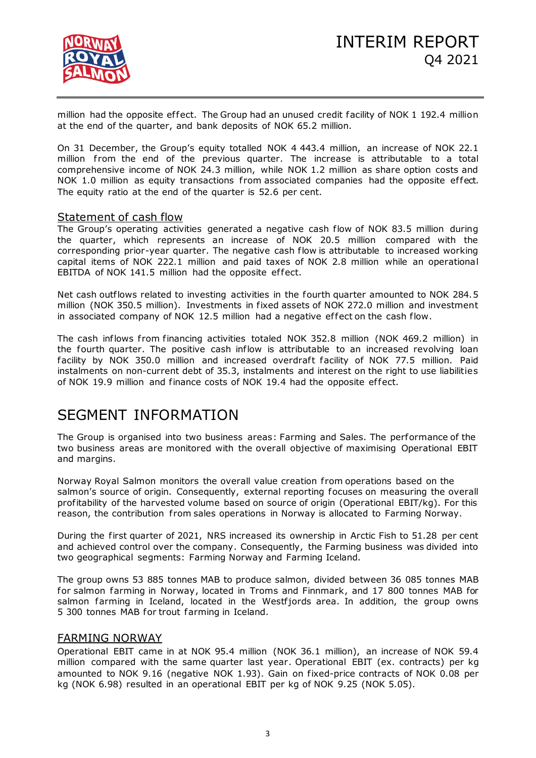million had the opposite effect. The Group had an unused credit facility of NOK 1 192.4 million at the end of the quarter, and bank deposits of NOK 65.2 million.

On 31 December, the Group's equity totalled NOK 4 443.4 million, an increase of NOK 22.1 million from the end of the previous quarter. The increase is attributable to a total comprehensive income of NOK 24.3 million, while NOK 1.2 million as share option costs and NOK 1.0 million as equity transactions from associated companies had the opposite effect. The equity ratio at the end of the quarter is 52.6 per cent.

### Statement of cash flow

The Group's operating activities generated a negative cash flow of NOK 83.5 million during the quarter, which represents an increase of NOK 20.5 million compared with the corresponding prior-year quarter. The negative cash flow is attributable to increased working capital items of NOK 222.1 million and paid taxes of NOK 2.8 million while an operational EBITDA of NOK 141.5 million had the opposite effect.

Net cash outflows related to investing activities in the fourth quarter amounted to NOK 284.5 million (NOK 350.5 million). Investments in fixed assets of NOK 272.0 million and investment in associated company of NOK 12.5 million had a negative effect on the cash flow.

The cash inflows from financing activities totaled NOK 352.8 million (NOK 469.2 million) in the fourth quarter. The positive cash inflow is attributable to an increased revolving loan facility by NOK 350.0 million and increased overdraft facility of NOK 77.5 million. Paid instalments on non-current debt of 35.3, instalments and interest on the right to use liabilities of NOK 19.9 million and finance costs of NOK 19.4 had the opposite effect.

## SEGMENT INFORMATION

The Group is organised into two business areas: Farming and Sales. The performance of the two business areas are monitored with the overall objective of maximising Operational EBIT and margins.

Norway Royal Salmon monitors the overall value creation from operations based on the salmon's source of origin. Consequently, external reporting focuses on measuring the overall profitability of the harvested volume based on source of origin (Operational EBIT/kg). For this reason, the contribution from sales operations in Norway is allocated to Farming Norway.

During the first quarter of 2021, NRS increased its ownership in Arctic Fish to 51.28 per cent and achieved control over the company. Consequently, the Farming business was divided into two geographical segments: Farming Norway and Farming Iceland.

The group owns 53 885 tonnes MAB to produce salmon, divided between 36 085 tonnes MAB for salmon farming in Norway, located in Troms and Finnmark, and 17 800 tonnes MAB for salmon farming in Iceland, located in the Westfjords area. In addition, the group owns 5 300 tonnes MAB for trout farming in Iceland.

### FARMING NORWAY

Operational EBIT came in at NOK 95.4 million (NOK 36.1 million), an increase of NOK 59.4 million compared with the same quarter last year. Operational EBIT (ex. contracts) per kg amounted to NOK 9.16 (negative NOK 1.93). Gain on fixed-price contracts of NOK 0.08 per kg (NOK 6.98) resulted in an operational EBIT per kg of NOK 9.25 (NOK 5.05).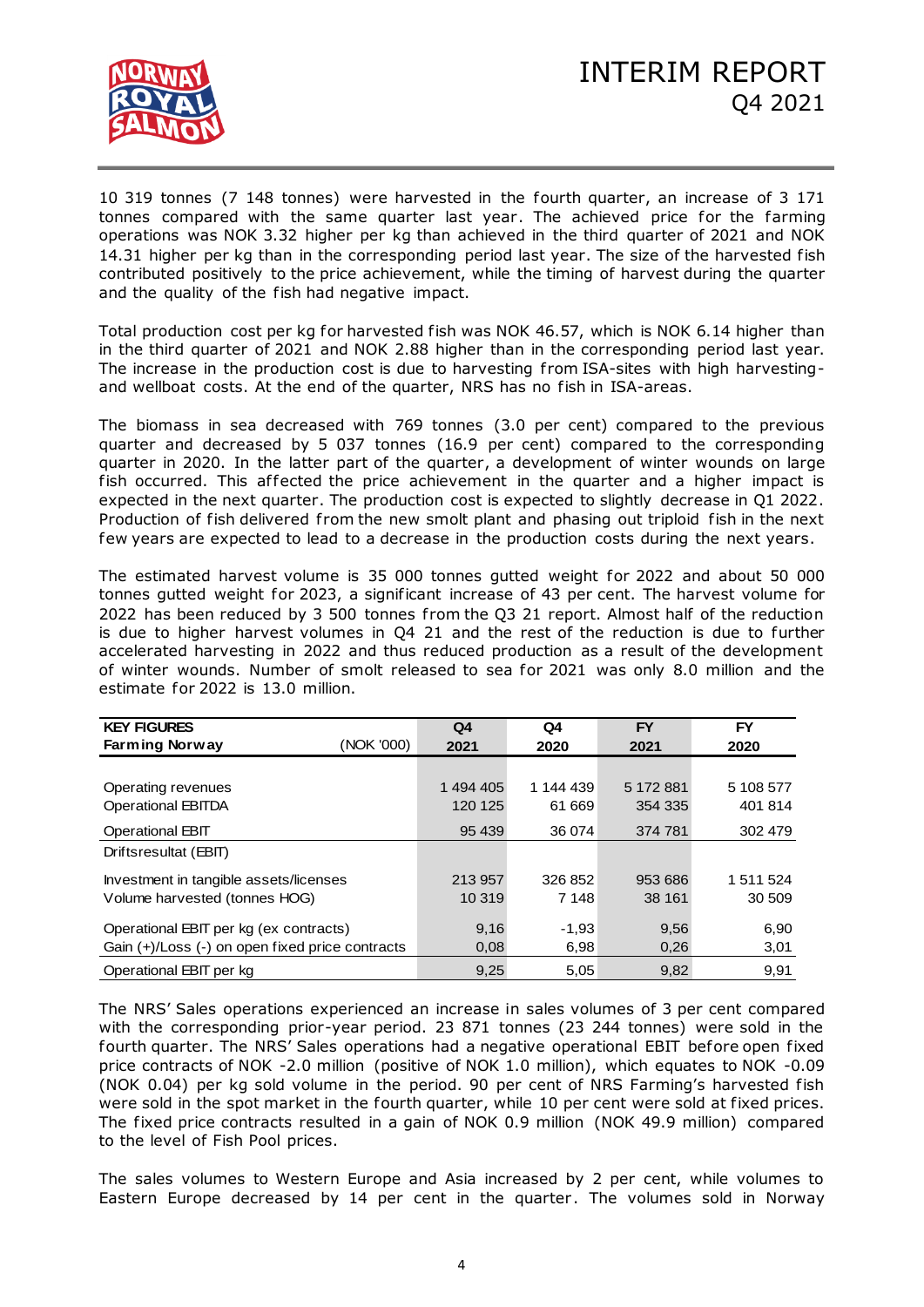10 319 tonnes (7 148 tonnes) were harvested in the fourth quarter, an increase of 3 171 tonnes compared with the same quarter last year. The achieved price for the farming operations was NOK 3.32 higher per kg than achieved in the third quarter of 2021 and NOK 14.31 higher per kg than in the corresponding period last year. The size of the harvested fish contributed positively to the price achievement, while the timing of harvest during the quarter and the quality of the fish had negative impact.

Total production cost per kg for harvested fish was NOK 46.57, which is NOK 6.14 higher than in the third quarter of 2021 and NOK 2.88 higher than in the corresponding period last year. The increase in the production cost is due to harvesting from ISA-sites with high harvesting- and wellboat costs. At the end of the quarter, NRS has no fish in ISA-areas.

The biomass in sea decreased with 769 tonnes (3.0 per cent) compared to the previous quarter and decreased by 5 037 tonnes (16.9 per cent) compared to the corresponding quarter in 2020. In the latter part of the quarter, a development of winter wounds on large fish occurred. This affected the price achievement in the quarter and a higher impact is expected in the next quarter. The production cost is expected to slightly decrease in Q1 2022. Production of fish delivered from the new smolt plant and phasing out triploid fish in the next few years are expected to lead to a decrease in the production costs during the next years.

The estimated harvest volume is 35 000 tonnes gutted weight for 2022 and about 50 000 tonnes gutted weight for 2023, a significant increase of 43 per cent. The harvest volume for 2022 has been reduced by 3 500 tonnes from the Q3 21 report. Almost half of the reduction is due to higher harvest volumes in Q4 21 and the rest of the reduction is due to further accelerated harvesting in 2022 and thus reduced production as a result of the development of winter wounds. Number of smolt released to sea for 2021 was only 8.0 million and the estimate for 2022 is 13.0 million.

| **KEY FIGURES** **Farming Norway** (NOK '000) | **Q4 2021** | **Q4 2020** | **FY 2021** | **FY 2020** |
|---|---|---|---|---|
| Operating revenues | 1 494 405 | 1 144 439 | 5 172 881 | 5 108 577 |
| Operational EBITDA | 120 125 | 61 669 | 354 335 | 401 814 |
| Operational EBIT | 95 439 | 36 074 | 374 781 | 302 479 |
| Driftsresultat (EBIT) | | | | |
| Investment in tangible assets/licenses | 213 957 | 326 852 | 953 686 | 1 511 524 |
| Volume harvested (tonnes HOG) | 10 319 | 7 148 | 38 161 | 30 509 |
| Operational EBIT per kg (ex contracts) | 9,16 | -1,93 | 9,56 | 6,90 |
| Gain (+)/Loss (-) on open fixed price contracts | 0,08 | 6,98 | 0,26 | 3,01 |
| Operational EBIT per kg | 9,25 | 5,05 | 9,82 | 9,91 |

The NRS' Sales operations experienced an increase in sales volumes of 3 per cent compared with the corresponding prior-year period. 23 871 tonnes (23 244 tonnes) were sold in the fourth quarter. The NRS' Sales operations had a negative operational EBIT before open fixed price contracts of NOK -2.0 million (positive of NOK 1.0 million), which equates to NOK -0.09 (NOK 0.04) per kg sold volume in the period. 90 per cent of NRS Farming's harvested fish were sold in the spot market in the fourth quarter, while 10 per cent were sold at fixed prices. The fixed price contracts resulted in a gain of NOK 0.9 million (NOK 49.9 million) compared to the level of Fish Pool prices.

The sales volumes to Western Europe and Asia increased by 2 per cent, while volumes to Eastern Europe decreased by 14 per cent in the quarter. The volumes sold in Norway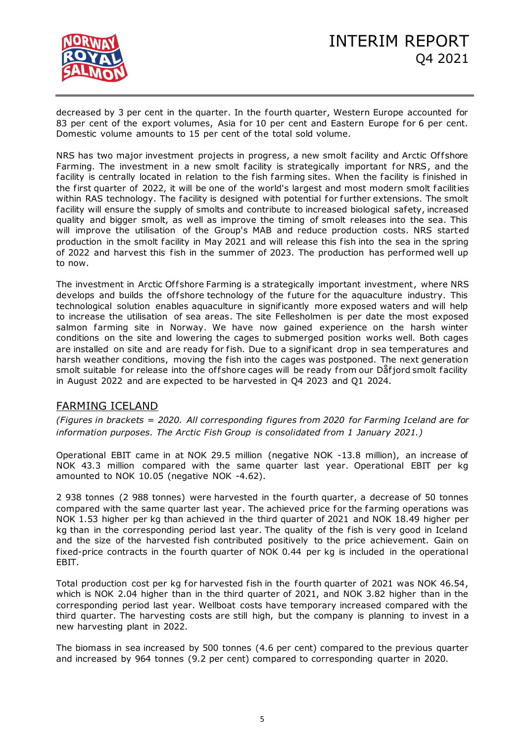decreased by 3 per cent in the quarter. In the fourth quarter, Western Europe accounted for 83 per cent of the export volumes, Asia for 10 per cent and Eastern Europe for 6 per cent. Domestic volume amounts to 15 per cent of the total sold volume.

NRS has two major investment projects in progress, a new smolt facility and Arctic Offshore Farming. The investment in a new smolt facility is strategically important for NRS, and the facility is centrally located in relation to the fish farming sites. When the facility is finished in the first quarter of 2022, it will be one of the world's largest and most modern smolt facilities within RAS technology. The facility is designed with potential for further extensions. The smolt facility will ensure the supply of smolts and contribute to increased biological safety, increased quality and bigger smolt, as well as improve the timing of smolt releases into the sea. This will improve the utilisation of the Group's MAB and reduce production costs. NRS started production in the smolt facility in May 2021 and will release this fish into the sea in the spring of 2022 and harvest this fish in the summer of 2023. The production has performed well up to now.

The investment in Arctic Offshore Farming is a strategically important investment, where NRS develops and builds the offshore technology of the future for the aquaculture industry. This technological solution enables aquaculture in significantly more exposed waters and will help to increase the utilisation of sea areas. The site Fellesholmen is per date the most exposed salmon farming site in Norway. We have now gained experience on the harsh winter conditions on the site and lowering the cages to submerged position works well. Both cages are installed on site and are ready for fish. Due to a significant drop in sea temperatures and harsh weather conditions, moving the fish into the cages was postponed. The next generation smolt suitable for release into the offshore cages will be ready from our Dåfjord smolt facility in August 2022 and are expected to be harvested in Q4 2023 and Q1 2024.

## FARMING ICELAND

*(Figures in brackets = 2020. All corresponding figures from 2020 for Farming Iceland are for information purposes. The Arctic Fish Group is consolidated from 1 January 2021.)*

Operational EBIT came in at NOK 29.5 million (negative NOK -13.8 million), an increase of NOK 43.3 million compared with the same quarter last year. Operational EBIT per kg amounted to NOK 10.05 (negative NOK -4.62).

2 938 tonnes (2 988 tonnes) were harvested in the fourth quarter, a decrease of 50 tonnes compared with the same quarter last year. The achieved price for the farming operations was NOK 1.53 higher per kg than achieved in the third quarter of 2021 and NOK 18.49 higher per kg than in the corresponding period last year. The quality of the fish is very good in Iceland and the size of the harvested fish contributed positively to the price achievement. Gain on fixed-price contracts in the fourth quarter of NOK 0.44 per kg is included in the operational EBIT.

Total production cost per kg for harvested fish in the fourth quarter of 2021 was NOK 46.54, which is NOK 2.04 higher than in the third quarter of 2021, and NOK 3.82 higher than in the corresponding period last year. Wellboat costs have temporary increased compared with the third quarter. The harvesting costs are still high, but the company is planning to invest in a new harvesting plant in 2022.

The biomass in sea increased by 500 tonnes (4.6 per cent) compared to the previous quarter and increased by 964 tonnes (9.2 per cent) compared to corresponding quarter in 2020.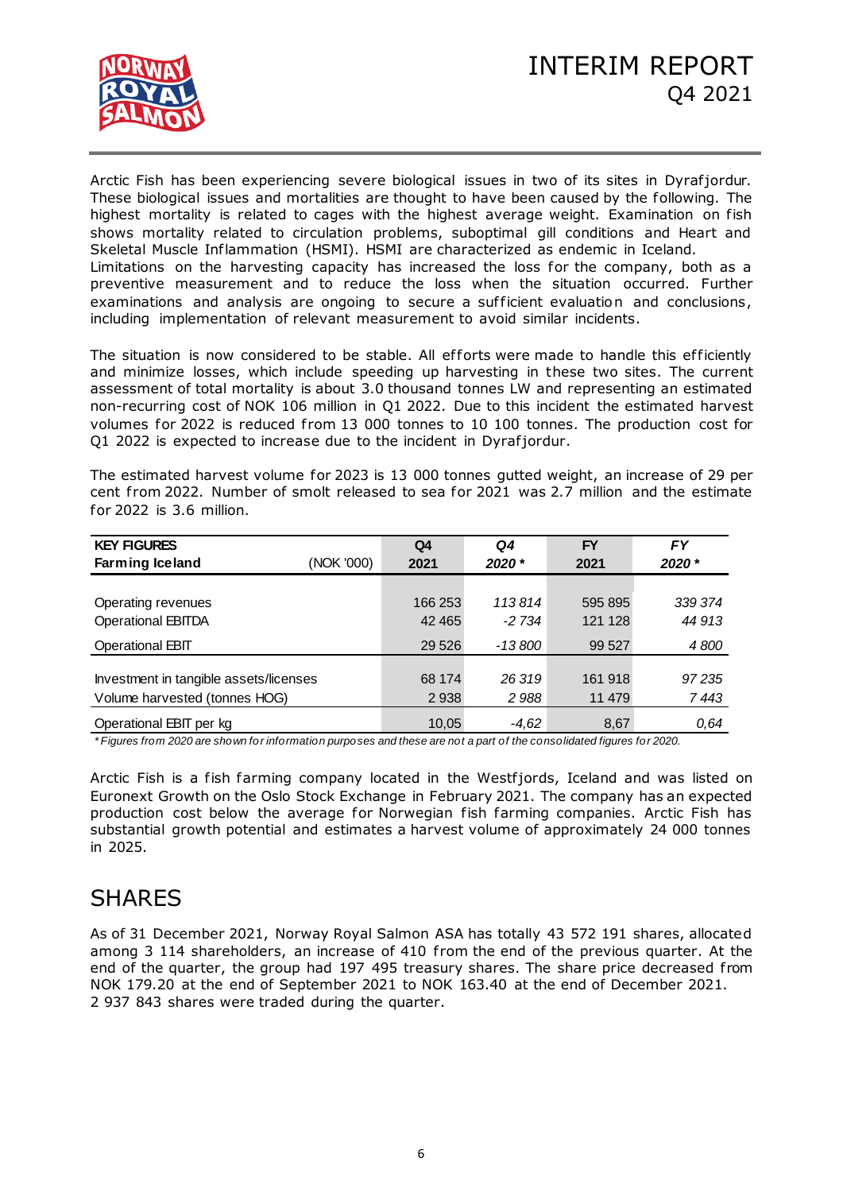Arctic Fish has been experiencing severe biological issues in two of its sites in Dyrafjordur. These biological issues and mortalities are thought to have been caused by the following. The highest mortality is related to cages with the highest average weight. Examination on fish shows mortality related to circulation problems, suboptimal gill conditions and Heart and Skeletal Muscle Inflammation (HSMI). HSMI are characterized as endemic in Iceland. Limitations on the harvesting capacity has increased the loss for the company, both as a preventive measurement and to reduce the loss when the situation occurred. Further examinations and analysis are ongoing to secure a sufficient evaluation and conclusions, including implementation of relevant measurement to avoid similar incidents.

The situation is now considered to be stable. All efforts were made to handle this efficiently and minimize losses, which include speeding up harvesting in these two sites. The current assessment of total mortality is about 3.0 thousand tonnes LW and representing an estimated non-recurring cost of NOK 106 million in Q1 2022. Due to this incident the estimated harvest volumes for 2022 is reduced from 13 000 tonnes to 10 100 tonnes. The production cost for Q1 2022 is expected to increase due to the incident in Dyrafjordur.

The estimated harvest volume for 2023 is 13 000 tonnes gutted weight, an increase of 29 per cent from 2022. Number of smolt released to sea for 2021 was 2.7 million and the estimate for 2022 is 3.6 million.

| **KEY FIGURES** **Farming Iceland** (NOK '000) | **Q4 2021** | ***Q4 2020 **** | **FY 2021** | ***FY 2020 **** |
|---|---|---|---|---|
| Operating revenues | 166 253 | *113 814* | 595 895 | *339 374* |
| Operational EBITDA | 42 465 | *-2 734* | 121 128 | *44 913* |
| Operational EBIT | 29 526 | *-13 800* | 99 527 | *4 800* |
| Investment in tangible assets/licenses | 68 174 | *26 319* | 161 918 | *97 235* |
| Volume harvested (tonnes HOG) | 2 938 | *2 988* | 11 479 | *7 443* |
| Operational EBIT per kg | 10,05 | *-4,62* | 8,67 | *0,64* |

*\* Figures from 2020 are shown for information purposes and these are not a part of the consolidated figures for 2020.*

Arctic Fish is a fish farming company located in the Westfjords, Iceland and was listed on Euronext Growth on the Oslo Stock Exchange in February 2021. The company has an expected production cost below the average for Norwegian fish farming companies. Arctic Fish has substantial growth potential and estimates a harvest volume of approximately 24 000 tonnes in 2025.

# SHARES

As of 31 December 2021, Norway Royal Salmon ASA has totally 43 572 191 shares, allocated among 3 114 shareholders, an increase of 410 from the end of the previous quarter. At the end of the quarter, the group had 197 495 treasury shares. The share price decreased from NOK 179.20 at the end of September 2021 to NOK 163.40 at the end of December 2021. 2 937 843 shares were traded during the quarter.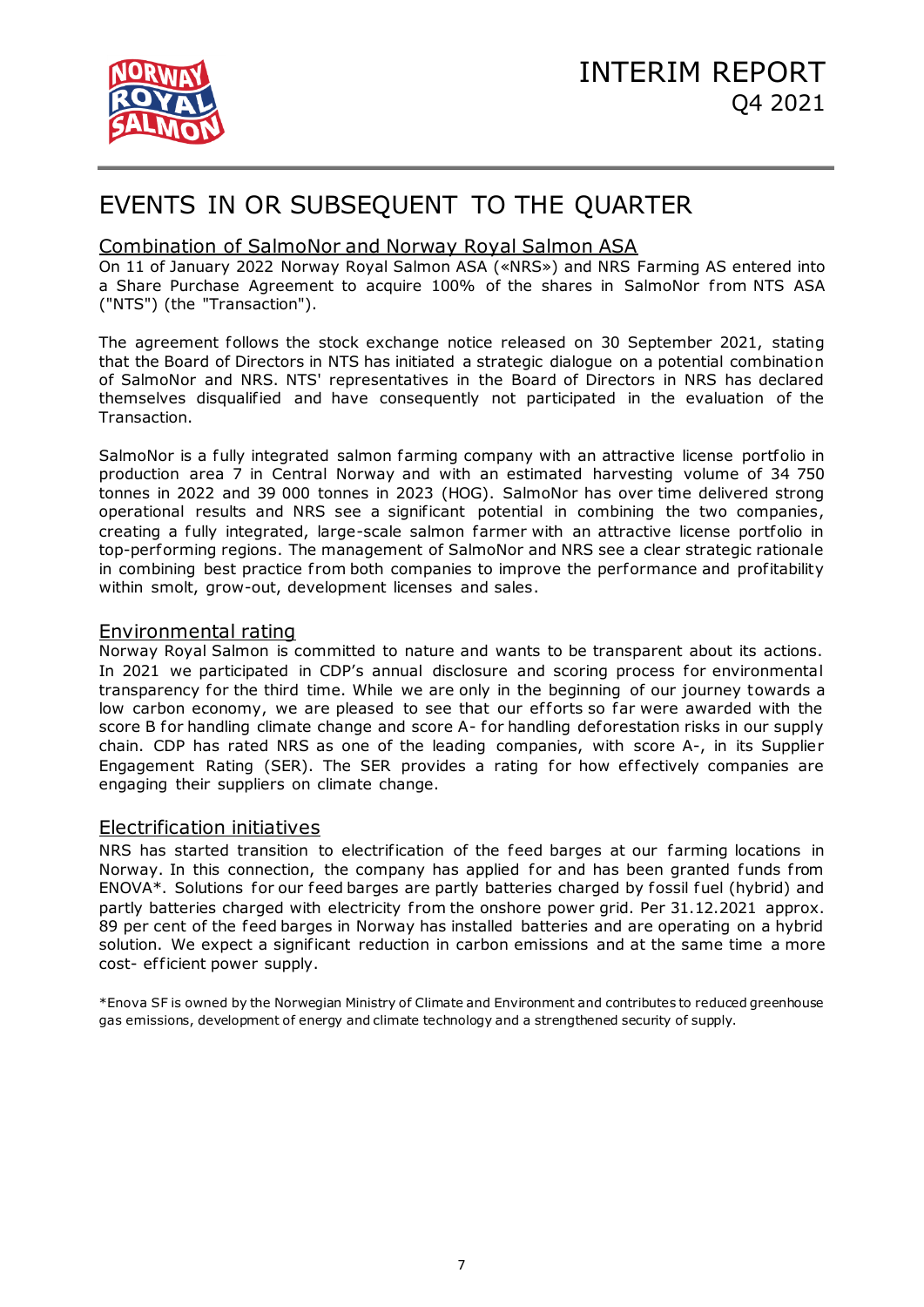# EVENTS IN OR SUBSEQUENT TO THE QUARTER

## Combination of SalmoNor and Norway Royal Salmon ASA

On 11 of January 2022 Norway Royal Salmon ASA («NRS») and NRS Farming AS entered into a Share Purchase Agreement to acquire 100% of the shares in SalmoNor from NTS ASA ("NTS") (the "Transaction").

The agreement follows the stock exchange notice released on 30 September 2021, stating that the Board of Directors in NTS has initiated a strategic dialogue on a potential combination of SalmoNor and NRS. NTS' representatives in the Board of Directors in NRS has declared themselves disqualified and have consequently not participated in the evaluation of the Transaction.

SalmoNor is a fully integrated salmon farming company with an attractive license portfolio in production area 7 in Central Norway and with an estimated harvesting volume of 34 750 tonnes in 2022 and 39 000 tonnes in 2023 (HOG). SalmoNor has over time delivered strong operational results and NRS see a significant potential in combining the two companies, creating a fully integrated, large-scale salmon farmer with an attractive license portfolio in top-performing regions. The management of SalmoNor and NRS see a clear strategic rationale in combining best practice from both companies to improve the performance and profitability within smolt, grow-out, development licenses and sales.

## Environmental rating

Norway Royal Salmon is committed to nature and wants to be transparent about its actions. In 2021 we participated in CDP's annual disclosure and scoring process for environmental transparency for the third time. While we are only in the beginning of our journey towards a low carbon economy, we are pleased to see that our efforts so far were awarded with the score B for handling climate change and score A- for handling deforestation risks in our supply chain. CDP has rated NRS as one of the leading companies, with score A-, in its Supplier Engagement Rating (SER). The SER provides a rating for how effectively companies are engaging their suppliers on climate change.

## Electrification initiatives

NRS has started transition to electrification of the feed barges at our farming locations in Norway. In this connection, the company has applied for and has been granted funds from ENOVA*. Solutions for our feed barges are partly batteries charged by fossil fuel (hybrid) and partly batteries charged with electricity from the onshore power grid. Per 31.12.2021 approx. 89 per cent of the feed barges in Norway has installed batteries and are operating on a hybrid solution. We expect a significant reduction in carbon emissions and at the same time a more cost- efficient power supply.

*Enova SF is owned by the Norwegian Ministry of Climate and Environment and contributes to reduced greenhouse gas emissions, development of energy and climate technology and a strengthened security of supply.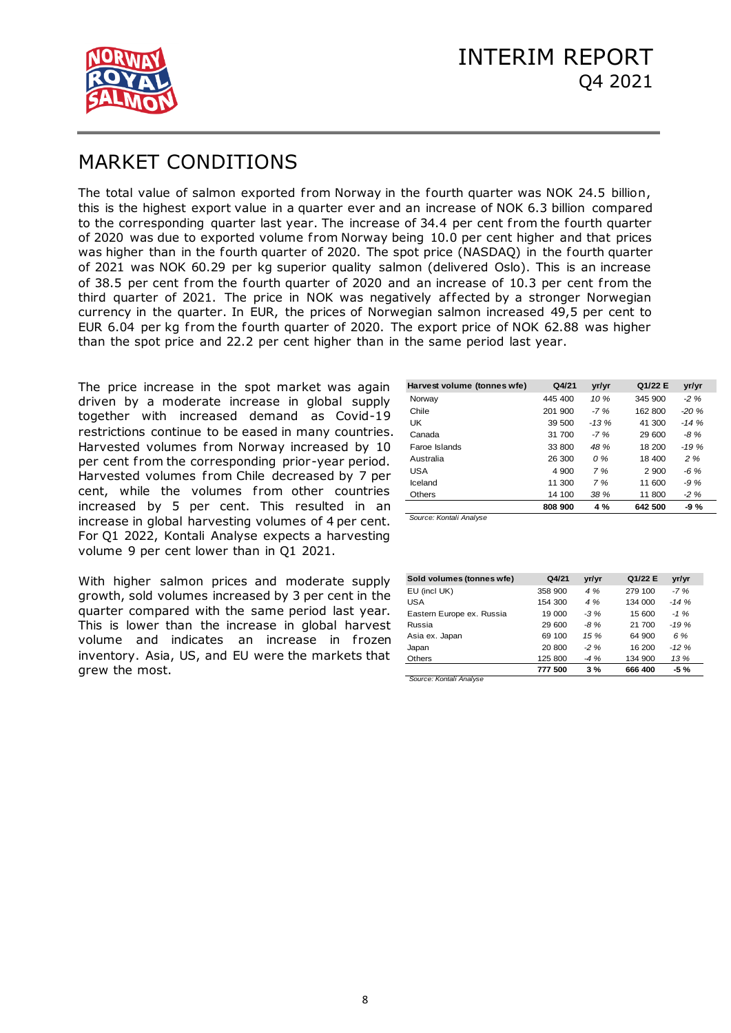# MARKET CONDITIONS

The total value of salmon exported from Norway in the fourth quarter was NOK 24.5 billion, this is the highest export value in a quarter ever and an increase of NOK 6.3 billion compared to the corresponding quarter last year. The increase of 34.4 per cent from the fourth quarter of 2020 was due to exported volume from Norway being 10.0 per cent higher and that prices was higher than in the fourth quarter of 2020. The spot price (NASDAQ) in the fourth quarter of 2021 was NOK 60.29 per kg superior quality salmon (delivered Oslo). This is an increase of 38.5 per cent from the fourth quarter of 2020 and an increase of 10.3 per cent from the third quarter of 2021. The price in NOK was negatively affected by a stronger Norwegian currency in the quarter. In EUR, the prices of Norwegian salmon increased 49,5 per cent to EUR 6.04 per kg from the fourth quarter of 2020. The export price of NOK 62.88 was higher than the spot price and 22.2 per cent higher than in the same period last year.

The price increase in the spot market was again driven by a moderate increase in global supply together with increased demand as Covid-19 restrictions continue to be eased in many countries. Harvested volumes from Norway increased by 10 per cent from the corresponding prior-year period. Harvested volumes from Chile decreased by 7 per cent, while the volumes from other countries increased by 5 per cent. This resulted in an increase in global harvesting volumes of 4 per cent. For Q1 2022, Kontali Analyse expects a harvesting volume 9 per cent lower than in Q1 2021.

| Harvest volume (tonnes wfe) | Q4/21 | yr/yr | Q1/22 E | yr/yr |
|---|---|---|---|---|
| Norway | 445 400 | 10 % | 345 900 | -2 % |
| Chile | 201 900 | -7 % | 162 800 | -20 % |
| UK | 39 500 | -13 % | 41 300 | -14 % |
| Canada | 31 700 | -7 % | 29 600 | -8 % |
| Faroe Islands | 33 800 | 48 % | 18 200 | -19 % |
| Australia | 26 300 | 0 % | 18 400 | 2 % |
| USA | 4 900 | 7 % | 2 900 | -6 % |
| Iceland | 11 300 | 7 % | 11 600 | -9 % |
| Others | 14 100 | 38 % | 11 800 | -2 % |
| | **808 900** | **4 %** | **642 500** | **-9 %** |

*Source: Kontali Analyse*

With higher salmon prices and moderate supply growth, sold volumes increased by 3 per cent in the quarter compared with the same period last year. This is lower than the increase in global harvest volume and indicates an increase in frozen inventory. Asia, US, and EU were the markets that grew the most.

| Sold volumes (tonnes wfe) | Q4/21 | yr/yr | Q1/22 E | yr/yr |
|---|---|---|---|---|
| EU (incl UK) | 358 900 | 4 % | 279 100 | -7 % |
| USA | 154 300 | 4 % | 134 000 | -14 % |
| Eastern Europe ex. Russia | 19 000 | -3 % | 15 600 | -1 % |
| Russia | 29 600 | -8 % | 21 700 | -19 % |
| Asia ex. Japan | 69 100 | 15 % | 64 900 | 6 % |
| Japan | 20 800 | -2 % | 16 200 | -12 % |
| Others | 125 800 | -4 % | 134 900 | 13 % |
| | **777 500** | **3 %** | **666 400** | **-5 %** |

*Source: Kontali Analyse*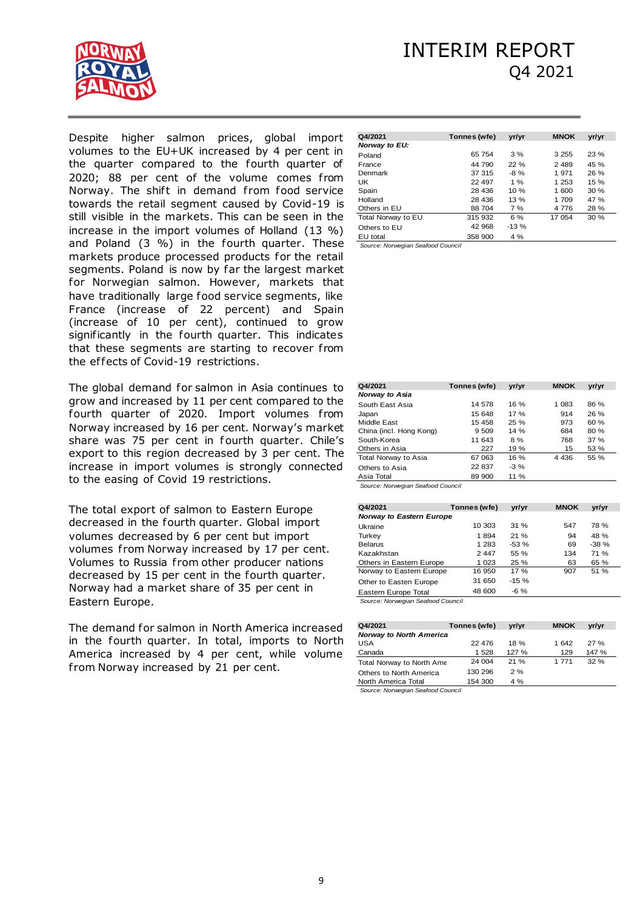Despite higher salmon prices, global import volumes to the EU+UK increased by 4 per cent in the quarter compared to the fourth quarter of 2020; 88 per cent of the volume comes from Norway. The shift in demand from food service towards the retail segment caused by Covid-19 is still visible in the markets. This can be seen in the increase in the import volumes of Holland (13 %) and Poland (3 %) in the fourth quarter. These markets produce processed products for the retail segments. Poland is now by far the largest market for Norwegian salmon. However, markets that have traditionally large food service segments, like France (increase of 22 percent) and Spain (increase of 10 per cent), continued to grow significantly in the fourth quarter. This indicates that these segments are starting to recover from the effects of Covid-19 restrictions.

| Q4/2021 | Tonnes (wfe) | yr/yr | MNOK | yr/yr |
|---|---|---|---|---|
| ***Norway to EU:*** | | | | |
| Poland | 65 754 | 3 % | 3 255 | 23 % |
| France | 44 790 | 22 % | 2 489 | 45 % |
| Denmark | 37 315 | -8 % | 1 971 | 26 % |
| UK | 22 497 | 1 % | 1 253 | 15 % |
| Spain | 28 436 | 10 % | 1 600 | 30 % |
| Holland | 28 436 | 13 % | 1 709 | 47 % |
| Others in EU | 88 704 | 7 % | 4 776 | 28 % |
| Total Norway to EU | 315 932 | 6 % | 17 054 | 30 % |
| Others to EU | 42 968 | -13 % | | |
| EU total | 358 900 | 4 % | | |

*Source: Norwegian Seafood Council*

The global demand for salmon in Asia continues to grow and increased by 11 per cent compared to the fourth quarter of 2020. Import volumes from Norway increased by 16 per cent. Norway's market share was 75 per cent in fourth quarter. Chile's export to this region decreased by 3 per cent. The increase in import volumes is strongly connected to the easing of Covid 19 restrictions.

| Q4/2021 | Tonnes (wfe) | yr/yr | MNOK | yr/yr |
|---|---|---|---|---|
| ***Norway to Asia*** | | | | |
| South East Asia | 14 578 | 16 % | 1 083 | 86 % |
| Japan | 15 648 | 17 % | 914 | 26 % |
| Middle East | 15 458 | 25 % | 973 | 60 % |
| China (incl. Hong Kong) | 9 509 | 14 % | 684 | 80 % |
| South-Korea | 11 643 | 8 % | 768 | 37 % |
| Others in Asia | 227 | 19 % | 15 | 53 % |
| Total Norway to Asia | 67 063 | 16 % | 4 436 | 55 % |
| Others to Asia | 22 837 | -3 % | | |
| Asia Total | 89 900 | 11 % | | |

*Source: Norwegian Seafood Council*

The total export of salmon to Eastern Europe decreased in the fourth quarter. Global import volumes decreased by 6 per cent but import volumes from Norway increased by 17 per cent. Volumes to Russia from other producer nations decreased by 15 per cent in the fourth quarter. Norway had a market share of 35 per cent in Eastern Europe.

| Q4/2021 | Tonnes (wfe) | yr/yr | MNOK | yr/yr |
|---|---|---|---|---|
| ***Norway to Eastern Europe*** | | | | |
| Ukraine | 10 303 | 31 % | 547 | 78 % |
| Turkey | 1 894 | 21 % | 94 | 48 % |
| Belarus | 1 283 | -53 % | 69 | -38 % |
| Kazakhstan | 2 447 | 55 % | 134 | 71 % |
| Others in Eastern Europe | 1 023 | 25 % | 63 | 65 % |
| Norway to Eastern Europe | 16 950 | 17 % | 907 | 51 % |
| Other to Easten Europe | 31 650 | -15 % | | |
| Eastern Europe Total | 48 600 | -6 % | | |

*Source: Norwegian Seafood Council*

The demand for salmon in North America increased in the fourth quarter. In total, imports to North America increased by 4 per cent, while volume from Norway increased by 21 per cent.

| Q4/2021 | Tonnes (wfe) | yr/yr | MNOK | yr/yr |
|---|---|---|---|---|
| ***Norway to North America*** | | | | |
| USA | 22 476 | 18 % | 1 642 | 27 % |
| Canada | 1 528 | 127 % | 129 | 147 % |
| Total Norway to North Ame | 24 004 | 21 % | 1 771 | 32 % |
| Others to North America | 130 296 | 2 % | | |
| North America Total | 154 300 | 4 % | | |

*Source: Norwegian Seafood Council*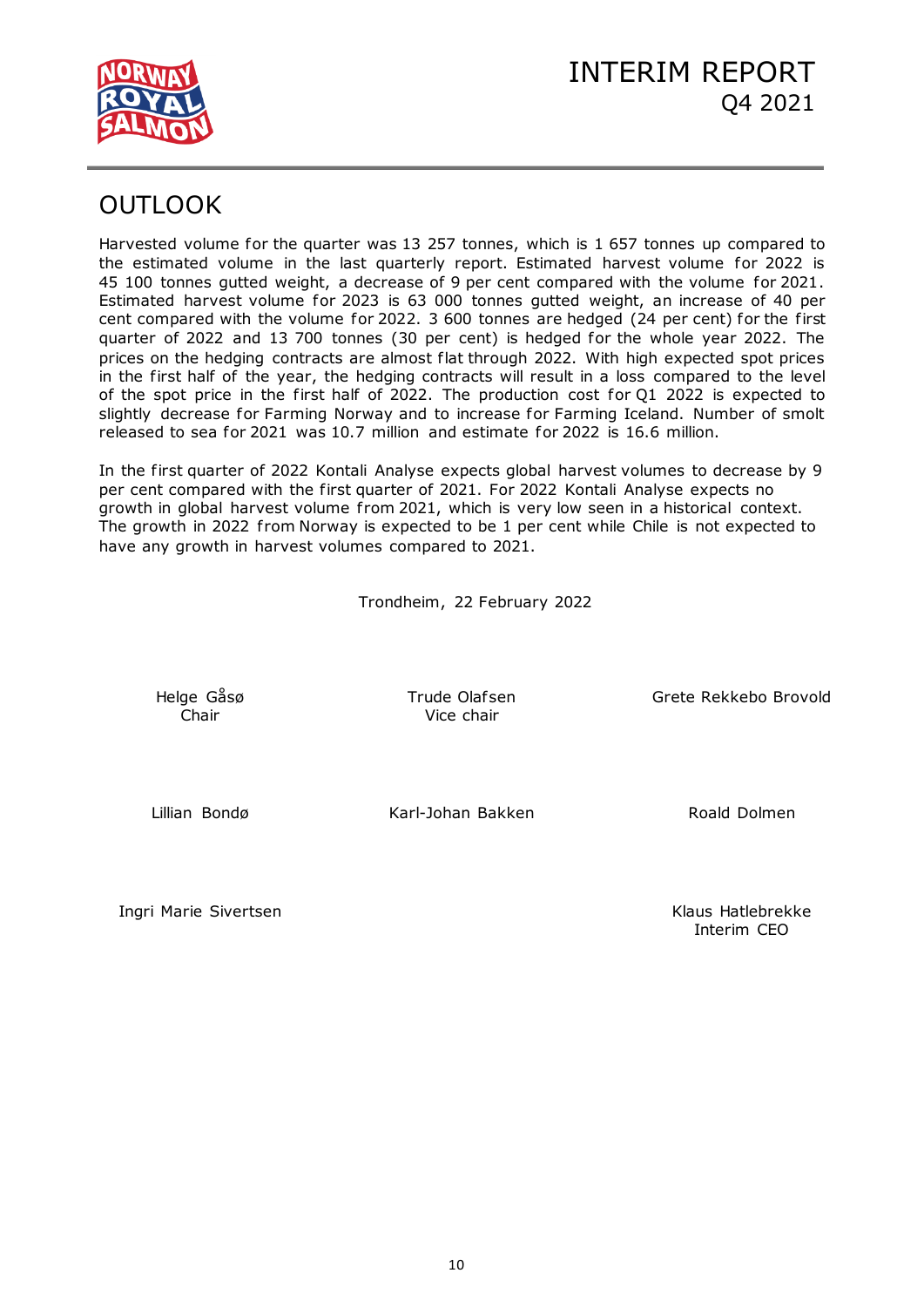## OUTLOOK

Harvested volume for the quarter was 13 257 tonnes, which is 1 657 tonnes up compared to the estimated volume in the last quarterly report. Estimated harvest volume for 2022 is 45 100 tonnes gutted weight, a decrease of 9 per cent compared with the volume for 2021. Estimated harvest volume for 2023 is 63 000 tonnes gutted weight, an increase of 40 per cent compared with the volume for 2022. 3 600 tonnes are hedged (24 per cent) for the first quarter of 2022 and 13 700 tonnes (30 per cent) is hedged for the whole year 2022. The prices on the hedging contracts are almost flat through 2022. With high expected spot prices in the first half of the year, the hedging contracts will result in a loss compared to the level of the spot price in the first half of 2022. The production cost for Q1 2022 is expected to slightly decrease for Farming Norway and to increase for Farming Iceland. Number of smolt released to sea for 2021 was 10.7 million and estimate for 2022 is 16.6 million.

In the first quarter of 2022 Kontali Analyse expects global harvest volumes to decrease by 9 per cent compared with the first quarter of 2021. For 2022 Kontali Analyse expects no growth in global harvest volume from 2021, which is very low seen in a historical context. The growth in 2022 from Norway is expected to be 1 per cent while Chile is not expected to have any growth in harvest volumes compared to 2021.

Trondheim, 22 February 2022

Helge Gåsø
Chair

Trude Olafsen
Vice chair

Grete Rekkebo Brovold

Lillian Bondø

Karl-Johan Bakken

Roald Dolmen

Ingri Marie Sivertsen

Klaus Hatlebrekke
Interim CEO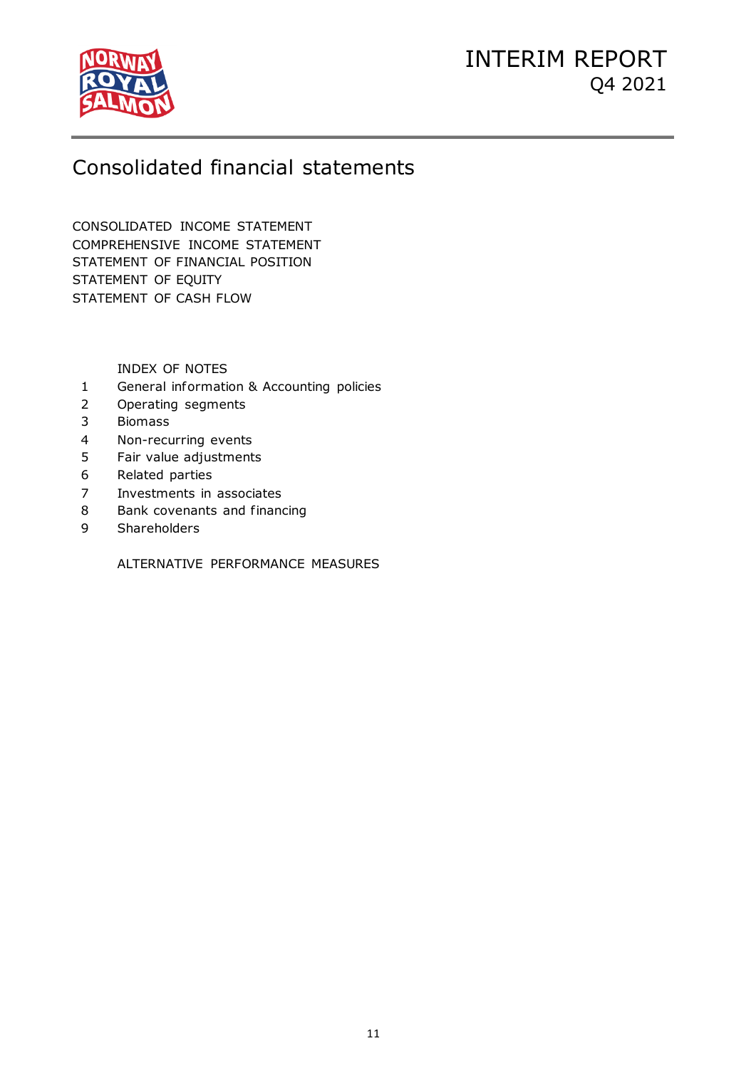# Consolidated financial statements

CONSOLIDATED INCOME STATEMENT
COMPREHENSIVE INCOME STATEMENT
STATEMENT OF FINANCIAL POSITION
STATEMENT OF EQUITY
STATEMENT OF CASH FLOW

INDEX OF NOTES

1. General information & Accounting policies
2. Operating segments
3. Biomass
4. Non-recurring events
5. Fair value adjustments
6. Related parties
7. Investments in associates
8. Bank covenants and financing
9. Shareholders

ALTERNATIVE PERFORMANCE MEASURES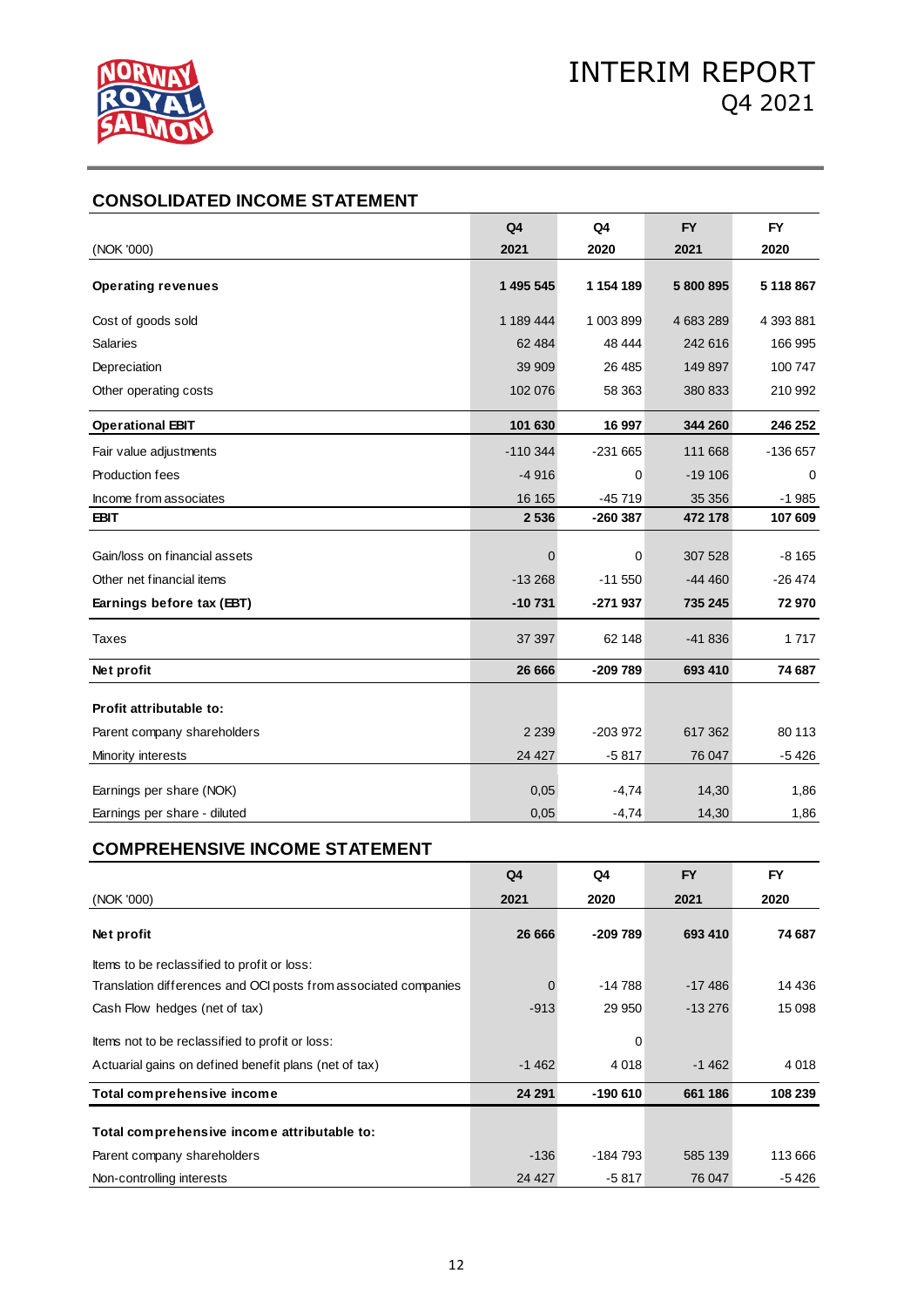## CONSOLIDATED INCOME STATEMENT

| (NOK '000) | Q4 2021 | Q4 2020 | FY 2021 | FY 2020 |
|---|---|---|---|---|
| **Operating revenues** | **1 495 545** | **1 154 189** | **5 800 895** | **5 118 867** |
| Cost of goods sold | 1 189 444 | 1 003 899 | 4 683 289 | 4 393 881 |
| Salaries | 62 484 | 48 444 | 242 616 | 166 995 |
| Depreciation | 39 909 | 26 485 | 149 897 | 100 747 |
| Other operating costs | 102 076 | 58 363 | 380 833 | 210 992 |
| **Operational EBIT** | **101 630** | **16 997** | **344 260** | **246 252** |
| Fair value adjustments | -110 344 | -231 665 | 111 668 | -136 657 |
| Production fees | -4 916 | 0 | -19 106 | 0 |
| Income from associates | 16 165 | -45 719 | 35 356 | -1 985 |
| **EBIT** | **2 536** | **-260 387** | **472 178** | **107 609** |
| Gain/loss on financial assets | 0 | 0 | 307 528 | -8 165 |
| Other net financial items | -13 268 | -11 550 | -44 460 | -26 474 |
| **Earnings before tax (EBT)** | **-10 731** | **-271 937** | **735 245** | **72 970** |
| Taxes | 37 397 | 62 148 | -41 836 | 1 717 |
| **Net profit** | **26 666** | **-209 789** | **693 410** | **74 687** |
| **Profit attributable to:** | | | | |
| Parent company shareholders | 2 239 | -203 972 | 617 362 | 80 113 |
| Minority interests | 24 427 | -5 817 | 76 047 | -5 426 |
| Earnings per share (NOK) | 0,05 | -4,74 | 14,30 | 1,86 |
| Earnings per share - diluted | 0,05 | -4,74 | 14,30 | 1,86 |

## COMPREHENSIVE INCOME STATEMENT

| (NOK '000) | Q4 2021 | Q4 2020 | FY 2021 | FY 2020 |
|---|---|---|---|---|
| **Net profit** | **26 666** | **-209 789** | **693 410** | **74 687** |
| Items to be reclassified to profit or loss: | | | | |
| Translation differences and OCI posts from associated companies | 0 | -14 788 | -17 486 | 14 436 |
| Cash Flow hedges (net of tax) | -913 | 29 950 | -13 276 | 15 098 |
| Items not to be reclassified to profit or loss: | | 0 | | |
| Actuarial gains on defined benefit plans (net of tax) | -1 462 | 4 018 | -1 462 | 4 018 |
| **Total comprehensive income** | **24 291** | **-190 610** | **661 186** | **108 239** |
| **Total comprehensive income attributable to:** | | | | |
| Parent company shareholders | -136 | -184 793 | 585 139 | 113 666 |
| Non-controlling interests | 24 427 | -5 817 | 76 047 | -5 426 |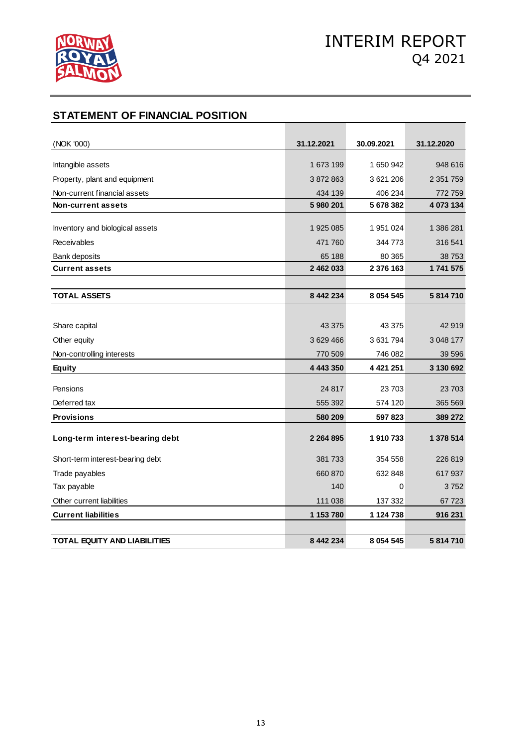## STATEMENT OF FINANCIAL POSITION

| (NOK '000) | 31.12.2021 | 30.09.2021 | 31.12.2020 |
|---|---|---|---|
| Intangible assets | 1 673 199 | 1 650 942 | 948 616 |
| Property, plant and equipment | 3 872 863 | 3 621 206 | 2 351 759 |
| Non-current financial assets | 434 139 | 406 234 | 772 759 |
| **Non-current assets** | **5 980 201** | **5 678 382** | **4 073 134** |
| Inventory and biological assets | 1 925 085 | 1 951 024 | 1 386 281 |
| Receivables | 471 760 | 344 773 | 316 541 |
| Bank deposits | 65 188 | 80 365 | 38 753 |
| **Current assets** | **2 462 033** | **2 376 163** | **1 741 575** |
| **TOTAL ASSETS** | **8 442 234** | **8 054 545** | **5 814 710** |
| Share capital | 43 375 | 43 375 | 42 919 |
| Other equity | 3 629 466 | 3 631 794 | 3 048 177 |
| Non-controlling interests | 770 509 | 746 082 | 39 596 |
| **Equity** | **4 443 350** | **4 421 251** | **3 130 692** |
| Pensions | 24 817 | 23 703 | 23 703 |
| Deferred tax | 555 392 | 574 120 | 365 569 |
| **Provisions** | **580 209** | **597 823** | **389 272** |
| **Long-term interest-bearing debt** | **2 264 895** | **1 910 733** | **1 378 514** |
| Short-term interest-bearing debt | 381 733 | 354 558 | 226 819 |
| Trade payables | 660 870 | 632 848 | 617 937 |
| Tax payable | 140 | 0 | 3 752 |
| Other current liabilities | 111 038 | 137 332 | 67 723 |
| **Current liabilities** | **1 153 780** | **1 124 738** | **916 231** |
| **TOTAL EQUITY AND LIABILITIES** | **8 442 234** | **8 054 545** | **5 814 710** |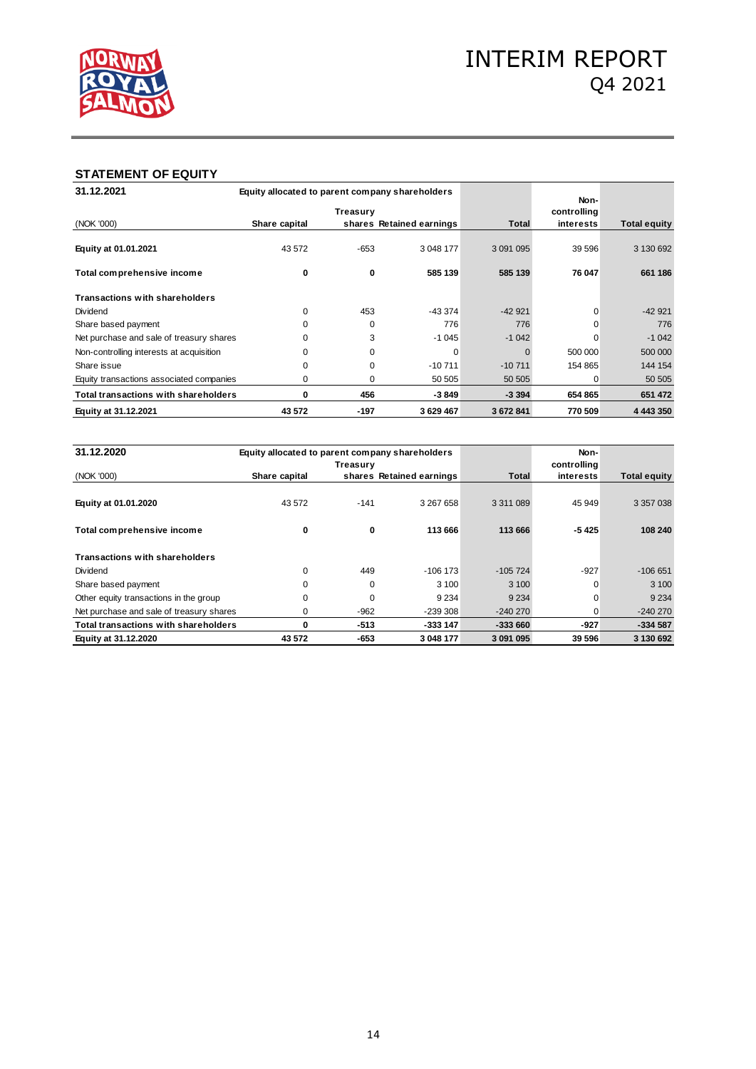## STATEMENT OF EQUITY

| 31.12.2021 | Equity allocated to parent company shareholders | | | | | |
|---|---|---|---|---|---|---|
| (NOK '000) | Share capital | Treasury shares | Retained earnings | Total | Non-controlling interests | Total equity |
| **Equity at 01.01.2021** | 43 572 | -653 | 3 048 177 | 3 091 095 | 39 596 | 3 130 692 |
| **Total comprehensive income** | **0** | **0** | **585 139** | **585 139** | **76 047** | **661 186** |
| **Transactions with shareholders** | | | | | | |
| Dividend | 0 | 453 | -43 374 | -42 921 | 0 | -42 921 |
| Share based payment | 0 | 0 | 776 | 776 | 0 | 776 |
| Net purchase and sale of treasury shares | 0 | 3 | -1 045 | -1 042 | 0 | -1 042 |
| Non-controlling interests at acquisition | 0 | 0 | 0 | 0 | 500 000 | 500 000 |
| Share issue | 0 | 0 | -10 711 | -10 711 | 154 865 | 144 154 |
| Equity transactions associated companies | 0 | 0 | 50 505 | 50 505 | 0 | 50 505 |
| **Total transactions with shareholders** | **0** | **456** | **-3 849** | **-3 394** | **654 865** | **651 472** |
| **Equity at 31.12.2021** | **43 572** | **-197** | **3 629 467** | **3 672 841** | **770 509** | **4 443 350** |

| 31.12.2020 | Equity allocated to parent company shareholders | | | | | |
|---|---|---|---|---|---|---|
| (NOK '000) | Share capital | Treasury shares | Retained earnings | Total | Non-controlling interests | Total equity |
| **Equity at 01.01.2020** | 43 572 | -141 | 3 267 658 | 3 311 089 | 45 949 | 3 357 038 |
| **Total comprehensive income** | **0** | **0** | **113 666** | **113 666** | **-5 425** | **108 240** |
| **Transactions with shareholders** | | | | | | |
| Dividend | 0 | 449 | -106 173 | -105 724 | -927 | -106 651 |
| Share based payment | 0 | 0 | 3 100 | 3 100 | 0 | 3 100 |
| Other equity transactions in the group | 0 | 0 | 9 234 | 9 234 | 0 | 9 234 |
| Net purchase and sale of treasury shares | 0 | -962 | -239 308 | -240 270 | 0 | -240 270 |
| **Total transactions with shareholders** | **0** | **-513** | **-333 147** | **-333 660** | **-927** | **-334 587** |
| **Equity at 31.12.2020** | **43 572** | **-653** | **3 048 177** | **3 091 095** | **39 596** | **3 130 692** |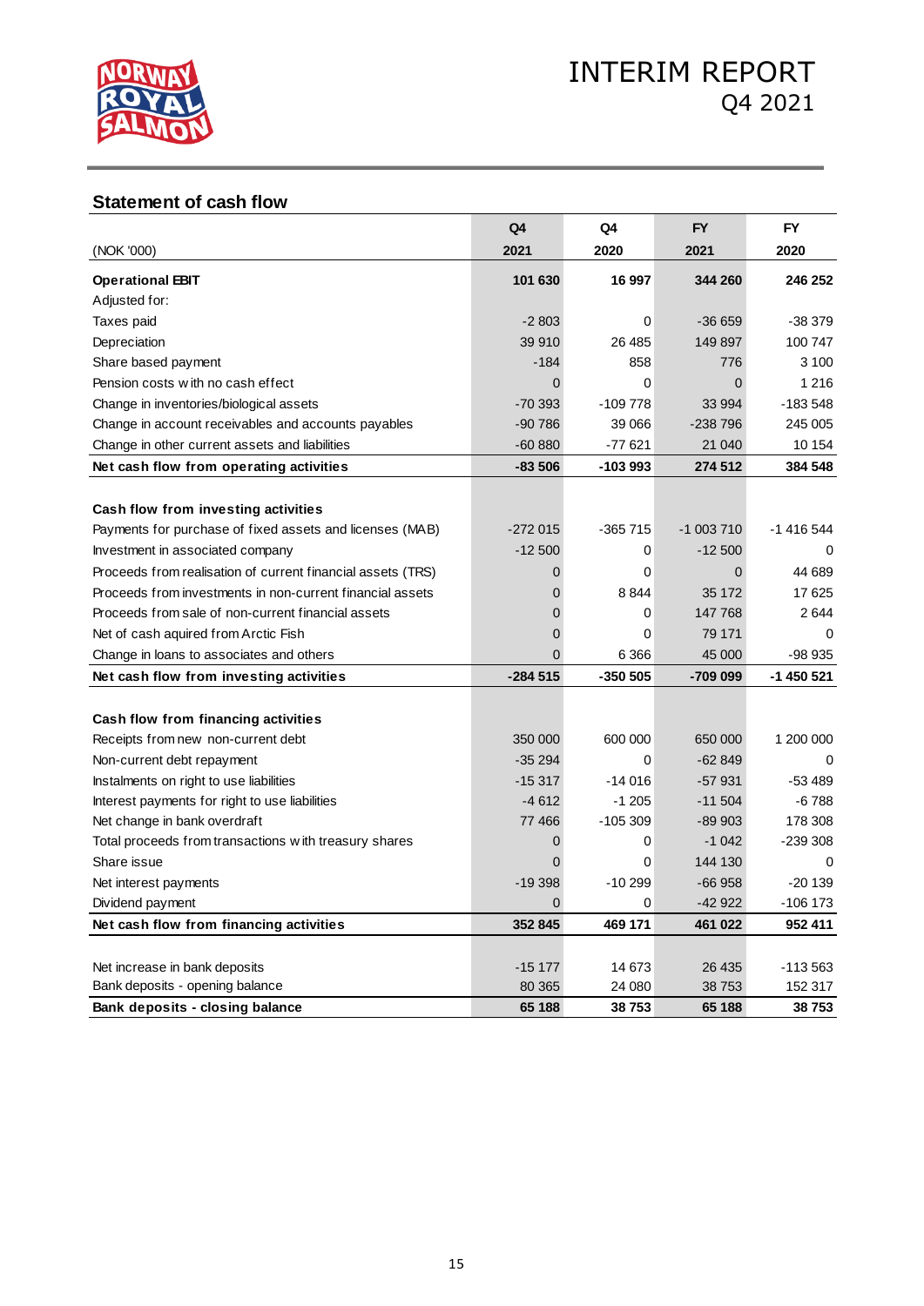## Statement of cash flow

| (NOK '000) | Q4 2021 | Q4 2020 | FY 2021 | FY 2020 |
|---|---|---|---|---|
| **Operational EBIT** | **101 630** | **16 997** | **344 260** | **246 252** |
| Adjusted for: | | | | |
| Taxes paid | -2 803 | 0 | -36 659 | -38 379 |
| Depreciation | 39 910 | 26 485 | 149 897 | 100 747 |
| Share based payment | -184 | 858 | 776 | 3 100 |
| Pension costs with no cash effect | 0 | 0 | 0 | 1 216 |
| Change in inventories/biological assets | -70 393 | -109 778 | 33 994 | -183 548 |
| Change in account receivables and accounts payables | -90 786 | 39 066 | -238 796 | 245 005 |
| Change in other current assets and liabilities | -60 880 | -77 621 | 21 040 | 10 154 |
| **Net cash flow from operating activities** | **-83 506** | **-103 993** | **274 512** | **384 548** |
| | | | | |
| **Cash flow from investing activities** | | | | |
| Payments for purchase of fixed assets and licenses (MAB) | -272 015 | -365 715 | -1 003 710 | -1 416 544 |
| Investment in associated company | -12 500 | 0 | -12 500 | 0 |
| Proceeds from realisation of current financial assets (TRS) | 0 | 0 | 0 | 44 689 |
| Proceeds from investments in non-current financial assets | 0 | 8 844 | 35 172 | 17 625 |
| Proceeds from sale of non-current financial assets | 0 | 0 | 147 768 | 2 644 |
| Net of cash aquired from Arctic Fish | 0 | 0 | 79 171 | 0 |
| Change in loans to associates and others | 0 | 6 366 | 45 000 | -98 935 |
| **Net cash flow from investing activities** | **-284 515** | **-350 505** | **-709 099** | **-1 450 521** |
| | | | | |
| **Cash flow from financing activities** | | | | |
| Receipts from new non-current debt | 350 000 | 600 000 | 650 000 | 1 200 000 |
| Non-current debt repayment | -35 294 | 0 | -62 849 | 0 |
| Instalments on right to use liabilities | -15 317 | -14 016 | -57 931 | -53 489 |
| Interest payments for right to use liabilities | -4 612 | -1 205 | -11 504 | -6 788 |
| Net change in bank overdraft | 77 466 | -105 309 | -89 903 | 178 308 |
| Total proceeds from transactions with treasury shares | 0 | 0 | -1 042 | -239 308 |
| Share issue | 0 | 0 | 144 130 | 0 |
| Net interest payments | -19 398 | -10 299 | -66 958 | -20 139 |
| Dividend payment | 0 | 0 | -42 922 | -106 173 |
| **Net cash flow from financing activities** | **352 845** | **469 171** | **461 022** | **952 411** |
| | | | | |
| Net increase in bank deposits | -15 177 | 14 673 | 26 435 | -113 563 |
| Bank deposits - opening balance | 80 365 | 24 080 | 38 753 | 152 317 |
| **Bank deposits - closing balance** | **65 188** | **38 753** | **65 188** | **38 753** |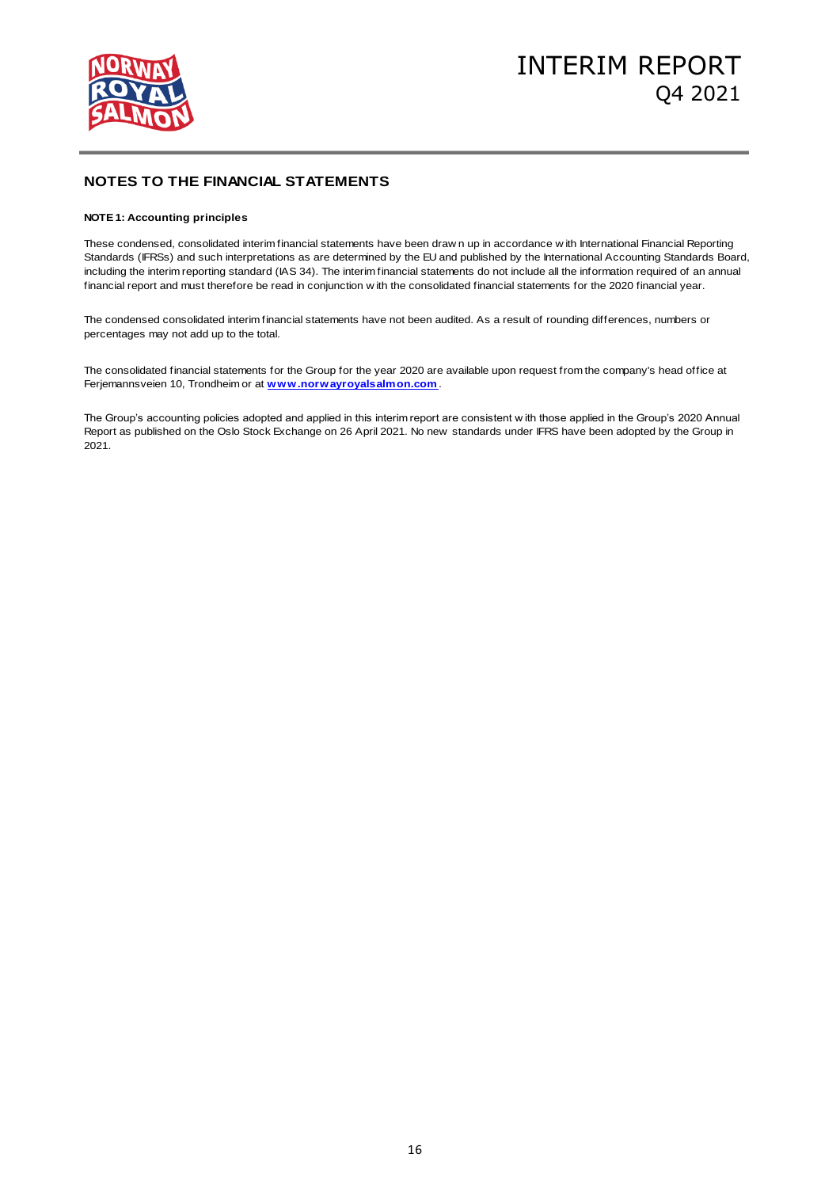## NOTES TO THE FINANCIAL STATEMENTS

**NOTE 1: Accounting principles**

These condensed, consolidated interim financial statements have been drawn up in accordance with International Financial Reporting Standards (IFRSs) and such interpretations as are determined by the EU and published by the International Accounting Standards Board, including the interim reporting standard (IAS 34). The interim financial statements do not include all the information required of an annual financial report and must therefore be read in conjunction with the consolidated financial statements for the 2020 financial year.

The condensed consolidated interim financial statements have not been audited. As a result of rounding differences, numbers or percentages may not add up to the total.

The consolidated financial statements for the Group for the year 2020 are available upon request from the company's head office at Ferjemannsveien 10, Trondheim or at **www.norwayroyalsalmon.com**.

The Group's accounting policies adopted and applied in this interim report are consistent with those applied in the Group's 2020 Annual Report as published on the Oslo Stock Exchange on 26 April 2021. No new standards under IFRS have been adopted by the Group in 2021.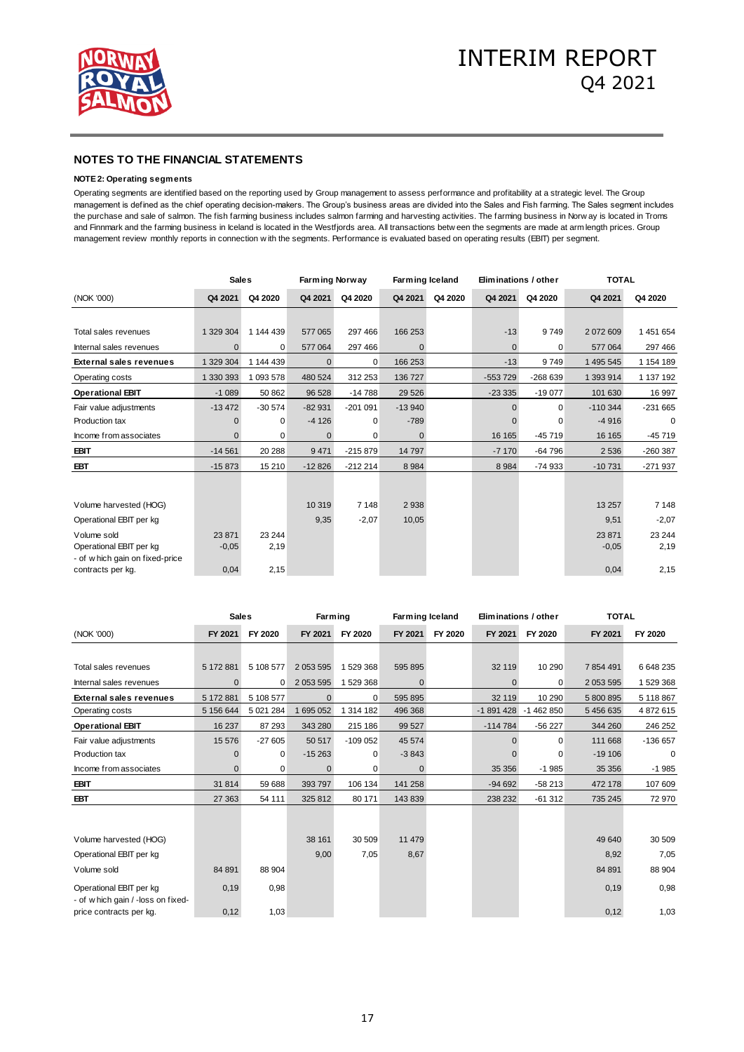## NOTES TO THE FINANCIAL STATEMENTS

### NOTE 2: Operating segments

Operating segments are identified based on the reporting used by Group management to assess performance and profitability at a strategic level. The Group management is defined as the chief operating decision-makers. The Group's business areas are divided into the Sales and Fish farming. The Sales segment includes the purchase and sale of salmon. The fish farming business includes salmon farming and harvesting activities. The farming business in Norway is located in Troms and Finnmark and the farming business in Iceland is located in the Westfjords area. All transactions between the segments are made at arm length prices. Group management review monthly reports in connection with the segments. Performance is evaluated based on operating results (EBIT) per segment.

| | Sales | | Farming Norway | | Farming Iceland | | Eliminations / other | | TOTAL | |
|---|---|---|---|---|---|---|---|---|---|---|
| (NOK '000) | Q4 2021 | Q4 2020 | Q4 2021 | Q4 2020 | Q4 2021 | Q4 2020 | Q4 2021 | Q4 2020 | Q4 2021 | Q4 2020 |
| Total sales revenues | 1 329 304 | 1 144 439 | 577 065 | 297 466 | 166 253 | | -13 | 9 749 | 2 072 609 | 1 451 654 |
| Internal sales revenues | 0 | 0 | 577 064 | 297 466 | 0 | | 0 | 0 | 577 064 | 297 466 |
| **External sales revenues** | 1 329 304 | 1 144 439 | 0 | 0 | 166 253 | | -13 | 9 749 | 1 495 545 | 1 154 189 |
| Operating costs | 1 330 393 | 1 093 578 | 480 524 | 312 253 | 136 727 | | -553 729 | -268 639 | 1 393 914 | 1 137 192 |
| **Operational EBIT** | -1 089 | 50 862 | 96 528 | -14 788 | 29 526 | | -23 335 | -19 077 | 101 630 | 16 997 |
| Fair value adjustments | -13 472 | -30 574 | -82 931 | -201 091 | -13 940 | | 0 | 0 | -110 344 | -231 665 |
| Production tax | 0 | 0 | -4 126 | 0 | -789 | | 0 | 0 | -4 916 | 0 |
| Income from associates | 0 | 0 | 0 | 0 | 0 | | 16 165 | -45 719 | 16 165 | -45 719 |
| **EBIT** | -14 561 | 20 288 | 9 471 | -215 879 | 14 797 | | -7 170 | -64 796 | 2 536 | -260 387 |
| **EBT** | -15 873 | 15 210 | -12 826 | -212 214 | 8 984 | | 8 984 | -74 933 | -10 731 | -271 937 |
| Volume harvested (HOG) | | | 10 319 | 7 148 | 2 938 | | | | 13 257 | 7 148 |
| Operational EBIT per kg | | | 9,35 | -2,07 | 10,05 | | | | 9,51 | -2,07 |
| Volume sold | 23 871 | 23 244 | | | | | | | 23 871 | 23 244 |
| Operational EBIT per kg | -0,05 | 2,19 | | | | | | | -0,05 | 2,19 |
| - of which gain on fixed-price contracts per kg. | 0,04 | 2,15 | | | | | | | 0,04 | 2,15 |

| | Sales | | Farming | | Farming Iceland | | Eliminations / other | | TOTAL | |
|---|---|---|---|---|---|---|---|---|---|---|
| (NOK '000) | FY 2021 | FY 2020 | FY 2021 | FY 2020 | FY 2021 | FY 2020 | FY 2021 | FY 2020 | FY 2021 | FY 2020 |
| Total sales revenues | 5 172 881 | 5 108 577 | 2 053 595 | 1 529 368 | 595 895 | | 32 119 | 10 290 | 7 854 491 | 6 648 235 |
| Internal sales revenues | 0 | 0 | 2 053 595 | 1 529 368 | 0 | | 0 | 0 | 2 053 595 | 1 529 368 |
| **External sales revenues** | 5 172 881 | 5 108 577 | 0 | 0 | 595 895 | | 32 119 | 10 290 | 5 800 895 | 5 118 867 |
| Operating costs | 5 156 644 | 5 021 284 | 1 695 052 | 1 314 182 | 496 368 | | -1 891 428 | -1 462 850 | 5 456 635 | 4 872 615 |
| **Operational EBIT** | 16 237 | 87 293 | 343 280 | 215 186 | 99 527 | | -114 784 | -56 227 | 344 260 | 246 252 |
| Fair value adjustments | 15 576 | -27 605 | 50 517 | -109 052 | 45 574 | | 0 | 0 | 111 668 | -136 657 |
| Production tax | 0 | 0 | -15 263 | 0 | -3 843 | | 0 | 0 | -19 106 | 0 |
| Income from associates | 0 | 0 | 0 | 0 | 0 | | 35 356 | -1 985 | 35 356 | -1 985 |
| **EBIT** | 31 814 | 59 688 | 393 797 | 106 134 | 141 258 | | -94 692 | -58 213 | 472 178 | 107 609 |
| **EBT** | 27 363 | 54 111 | 325 812 | 80 171 | 143 839 | | 238 232 | -61 312 | 735 245 | 72 970 |
| Volume harvested (HOG) | | | 38 161 | 30 509 | 11 479 | | | | 49 640 | 30 509 |
| Operational EBIT per kg | | | 9,00 | 7,05 | 8,67 | | | | 8,92 | 7,05 |
| Volume sold | 84 891 | 88 904 | | | | | | | 84 891 | 88 904 |
| Operational EBIT per kg | 0,19 | 0,98 | | | | | | | 0,19 | 0,98 |
| - of which gain / -loss on fixed-price contracts per kg. | 0,12 | 1,03 | | | | | | | 0,12 | 1,03 |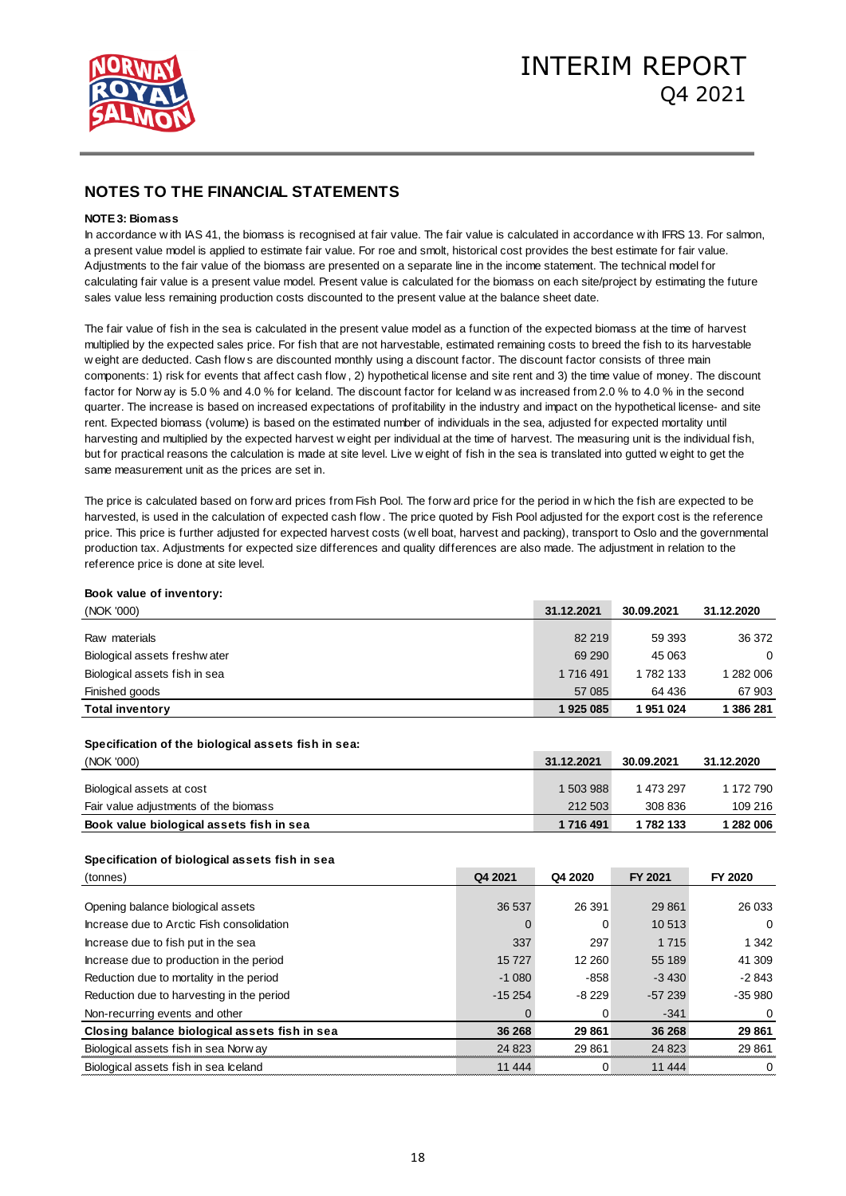## NOTES TO THE FINANCIAL STATEMENTS

**NOTE 3: Biomass**

In accordance with IAS 41, the biomass is recognised at fair value. The fair value is calculated in accordance with IFRS 13. For salmon, a present value model is applied to estimate fair value. For roe and smolt, historical cost provides the best estimate for fair value. Adjustments to the fair value of the biomass are presented on a separate line in the income statement. The technical model for calculating fair value is a present value model. Present value is calculated for the biomass on each site/project by estimating the future sales value less remaining production costs discounted to the present value at the balance sheet date.

The fair value of fish in the sea is calculated in the present value model as a function of the expected biomass at the time of harvest multiplied by the expected sales price. For fish that are not harvestable, estimated remaining costs to breed the fish to its harvestable weight are deducted. Cash flows are discounted monthly using a discount factor. The discount factor consists of three main components: 1) risk for events that affect cash flow, 2) hypothetical license and site rent and 3) the time value of money. The discount factor for Norway is 5.0 % and 4.0 % for Iceland. The discount factor for Iceland was increased from 2.0 % to 4.0 % in the second quarter. The increase is based on increased expectations of profitability in the industry and impact on the hypothetical license- and site rent. Expected biomass (volume) is based on the estimated number of individuals in the sea, adjusted for expected mortality until harvesting and multiplied by the expected harvest weight per individual at the time of harvest. The measuring unit is the individual fish, but for practical reasons the calculation is made at site level. Live weight of fish in the sea is translated into gutted weight to get the same measurement unit as the prices are set in.

The price is calculated based on forward prices from Fish Pool. The forward price for the period in which the fish are expected to be harvested, is used in the calculation of expected cash flow. The price quoted by Fish Pool adjusted for the export cost is the reference price. This price is further adjusted for expected harvest costs (well boat, harvest and packing), transport to Oslo and the governmental production tax. Adjustments for expected size differences and quality differences are also made. The adjustment in relation to the reference price is done at site level.

**Book value of inventory:**

| (NOK '000) | 31.12.2021 | 30.09.2021 | 31.12.2020 |
|---|---|---|---|
| Raw materials | 82 219 | 59 393 | 36 372 |
| Biological assets freshwater | 69 290 | 45 063 | 0 |
| Biological assets fish in sea | 1 716 491 | 1 782 133 | 1 282 006 |
| Finished goods | 57 085 | 64 436 | 67 903 |
| **Total inventory** | **1 925 085** | **1 951 024** | **1 386 281** |

**Specification of the biological assets fish in sea:**

| (NOK '000) | 31.12.2021 | 30.09.2021 | 31.12.2020 |
|---|---|---|---|
| Biological assets at cost | 1 503 988 | 1 473 297 | 1 172 790 |
| Fair value adjustments of the biomass | 212 503 | 308 836 | 109 216 |
| **Book value biological assets fish in sea** | **1 716 491** | **1 782 133** | **1 282 006** |

**Specification of biological assets fish in sea**

| (tonnes) | Q4 2021 | Q4 2020 | FY 2021 | FY 2020 |
|---|---|---|---|---|
| Opening balance biological assets | 36 537 | 26 391 | 29 861 | 26 033 |
| Increase due to Arctic Fish consolidation | 0 | 0 | 10 513 | 0 |
| Increase due to fish put in the sea | 337 | 297 | 1 715 | 1 342 |
| Increase due to production in the period | 15 727 | 12 260 | 55 189 | 41 309 |
| Reduction due to mortality in the period | -1 080 | -858 | -3 430 | -2 843 |
| Reduction due to harvesting in the period | -15 254 | -8 229 | -57 239 | -35 980 |
| Non-recurring events and other | 0 | 0 | -341 | 0 |
| **Closing balance biological assets fish in sea** | **36 268** | **29 861** | **36 268** | **29 861** |
| Biological assets fish in sea Norway | 24 823 | 29 861 | 24 823 | 29 861 |
| Biological assets fish in sea Iceland | 11 444 | 0 | 11 444 | 0 |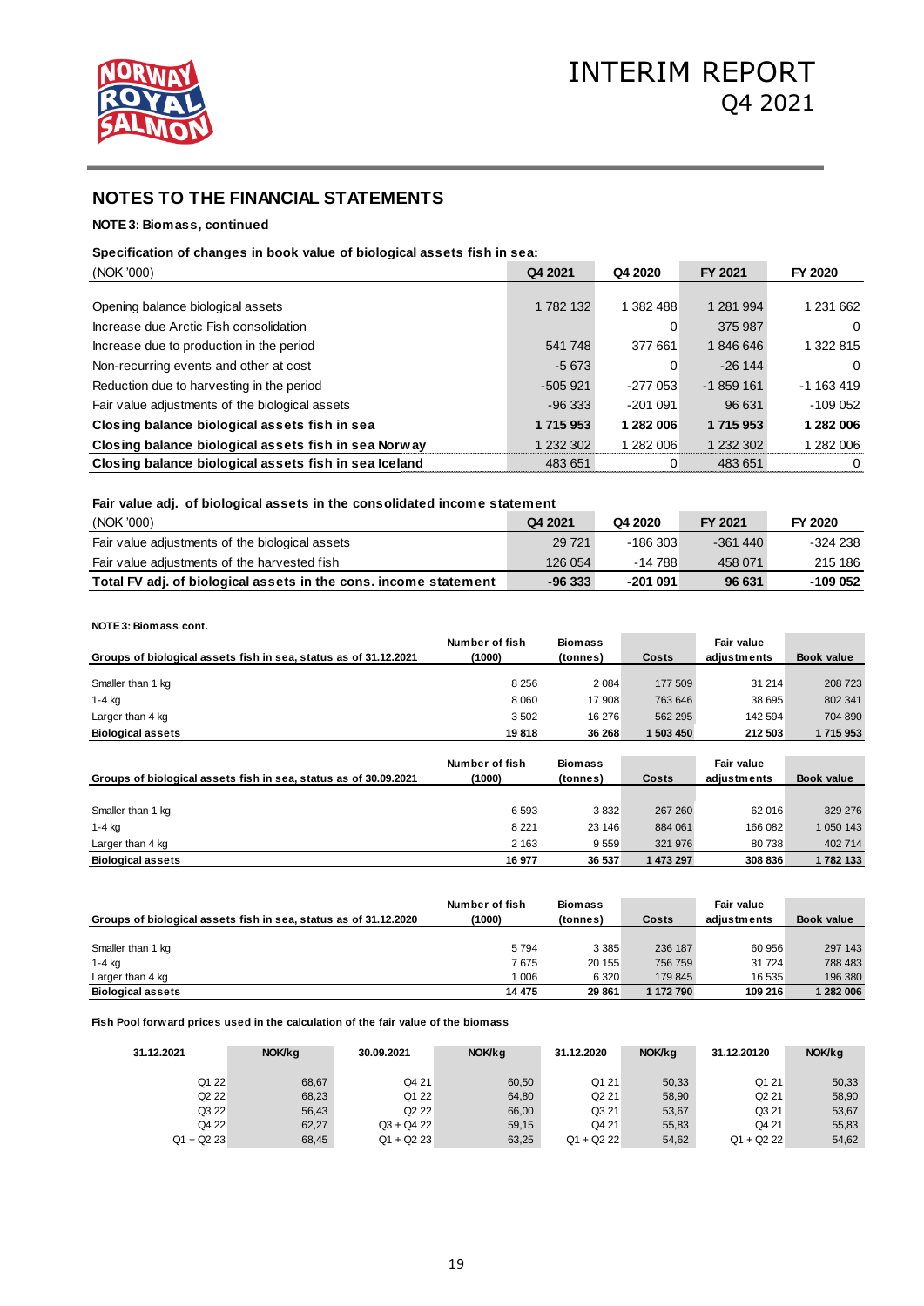## NOTES TO THE FINANCIAL STATEMENTS

**NOTE 3: Biomass, continued**

**Specification of changes in book value of biological assets fish in sea:**

| (NOK '000) | Q4 2021 | Q4 2020 | FY 2021 | FY 2020 |
|---|---|---|---|---|
| Opening balance biological assets | 1 782 132 | 1 382 488 | 1 281 994 | 1 231 662 |
| Increase due Arctic Fish consolidation | | 0 | 375 987 | 0 |
| Increase due to production in the period | 541 748 | 377 661 | 1 846 646 | 1 322 815 |
| Non-recurring events and other at cost | -5 673 | 0 | -26 144 | 0 |
| Reduction due to harvesting in the period | -505 921 | -277 053 | -1 859 161 | -1 163 419 |
| Fair value adjustments of the biological assets | -96 333 | -201 091 | 96 631 | -109 052 |
| **Closing balance biological assets fish in sea** | **1 715 953** | **1 282 006** | **1 715 953** | **1 282 006** |
| **Closing balance biological assets fish in sea Norway** | 1 232 302 | 1 282 006 | 1 232 302 | 1 282 006 |
| **Closing balance biological assets fish in sea Iceland** | 483 651 | 0 | 483 651 | 0 |

**Fair value adj. of biological assets in the consolidated income statement**

| (NOK '000) | Q4 2021 | Q4 2020 | FY 2021 | FY 2020 |
|---|---|---|---|---|
| Fair value adjustments of the biological assets | 29 721 | -186 303 | -361 440 | -324 238 |
| Fair value adjustments of the harvested fish | 126 054 | -14 788 | 458 071 | 215 186 |
| **Total FV adj. of biological assets in the cons. income statement** | **-96 333** | **-201 091** | **96 631** | **-109 052** |

**NOTE 3: Biomass cont.**

| Groups of biological assets fish in sea, status as of 31.12.2021 | Number of fish (1000) | Biomass (tonnes) | Costs | Fair value adjustments | Book value |
|---|---|---|---|---|---|
| Smaller than 1 kg | 8 256 | 2 084 | 177 509 | 31 214 | 208 723 |
| 1-4 kg | 8 060 | 17 908 | 763 646 | 38 695 | 802 341 |
| Larger than 4 kg | 3 502 | 16 276 | 562 295 | 142 594 | 704 890 |
| **Biological assets** | **19 818** | **36 268** | **1 503 450** | **212 503** | **1 715 953** |

| Groups of biological assets fish in sea, status as of 30.09.2021 | Number of fish (1000) | Biomass (tonnes) | Costs | Fair value adjustments | Book value |
|---|---|---|---|---|---|
| Smaller than 1 kg | 6 593 | 3 832 | 267 260 | 62 016 | 329 276 |
| 1-4 kg | 8 221 | 23 146 | 884 061 | 166 082 | 1 050 143 |
| Larger than 4 kg | 2 163 | 9 559 | 321 976 | 80 738 | 402 714 |
| **Biological assets** | **16 977** | **36 537** | **1 473 297** | **308 836** | **1 782 133** |

| Groups of biological assets fish in sea, status as of 31.12.2020 | Number of fish (1000) | Biomass (tonnes) | Costs | Fair value adjustments | Book value |
|---|---|---|---|---|---|
| Smaller than 1 kg | 5 794 | 3 385 | 236 187 | 60 956 | 297 143 |
| 1-4 kg | 7 675 | 20 155 | 756 759 | 31 724 | 788 483 |
| Larger than 4 kg | 1 006 | 6 320 | 179 845 | 16 535 | 196 380 |
| **Biological assets** | **14 475** | **29 861** | **1 172 790** | **109 216** | **1 282 006** |

**Fish Pool forward prices used in the calculation of the fair value of the biomass**

| 31.12.2021 | NOK/kg | 30.09.2021 | NOK/kg | 31.12.2020 | NOK/kg | 31.12.20120 | NOK/kg |
|---|---|---|---|---|---|---|---|
| Q1 22 | 68,67 | Q4 21 | 60,50 | Q1 21 | 50,33 | Q1 21 | 50,33 |
| Q2 22 | 68,23 | Q1 22 | 64,80 | Q2 21 | 58,90 | Q2 21 | 58,90 |
| Q3 22 | 56,43 | Q2 22 | 66,00 | Q3 21 | 53,67 | Q3 21 | 53,67 |
| Q4 22 | 62,27 | Q3 + Q4 22 | 59,15 | Q4 21 | 55,83 | Q4 21 | 55,83 |
| Q1 + Q2 23 | 68,45 | Q1 + Q2 23 | 63,25 | Q1 + Q2 22 | 54,62 | Q1 + Q2 22 | 54,62 |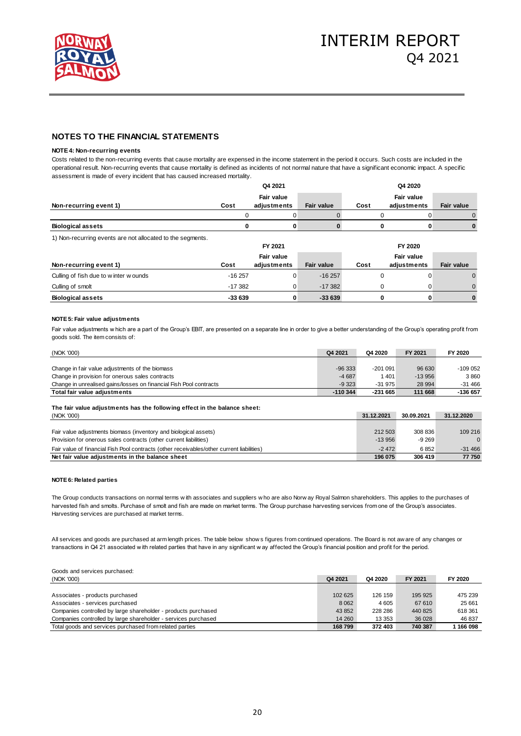## NOTES TO THE FINANCIAL STATEMENTS

**NOTE 4: Non-recurring events**

Costs related to the non-recurring events that cause mortality are expensed in the income statement in the period it occurs. Such costs are included in the operational result. Non-recurring events that cause mortality is defined as incidents of not normal nature that have a significant economic impact. A specific assessment is made of every incident that has caused increased mortality.

| | Q4 2021 | | | Q4 2020 | | |
|---|---|---|---|---|---|---|
| **Non-recurring event 1)** | **Cost** | **Fair value adjustments** | **Fair value** | **Cost** | **Fair value adjustments** | **Fair value** |
| | 0 | 0 | 0 | 0 | 0 | 0 |
| **Biological assets** | **0** | **0** | **0** | **0** | **0** | **0** |

1) Non-recurring events are not allocated to the segments.

| | FY 2021 | | | FY 2020 | | |
|---|---|---|---|---|---|---|
| **Non-recurring event 1)** | **Cost** | **Fair value adjustments** | **Fair value** | **Cost** | **Fair value adjustments** | **Fair value** |
| Culling of fish due to winter wounds | -16 257 | 0 | -16 257 | 0 | 0 | 0 |
| Culling of smolt | -17 382 | 0 | -17 382 | 0 | 0 | 0 |
| **Biological assets** | **-33 639** | **0** | **-33 639** | **0** | **0** | **0** |

**NOTE 5: Fair value adjustments**

Fair value adjustments which are a part of the Group's EBIT, are presented on a separate line in order to give a better understanding of the Group's operating profit from goods sold. The item consists of:

| (NOK '000) | Q4 2021 | Q4 2020 | FY 2021 | FY 2020 |
|---|---|---|---|---|
| Change in fair value adjustments of the biomass | -96 333 | -201 091 | 96 630 | -109 052 |
| Change in provision for onerous sales contracts | -4 687 | 1 401 | -13 956 | 3 860 |
| Change in unrealised gains/losses on financial Fish Pool contracts | -9 323 | -31 975 | 28 994 | -31 466 |
| **Total fair value adjustments** | **-110 344** | **-231 665** | **111 668** | **-136 657** |

**The fair value adjustments has the following effect in the balance sheet:**

| (NOK '000) | 31.12.2021 | 30.09.2021 | 31.12.2020 |
|---|---|---|---|
| Fair value adjustments biomass (inventory and biological assets) | 212 503 | 308 836 | 109 216 |
| Provision for onerous sales contracts (other current liabilities) | -13 956 | -9 269 | 0 |
| Fair value of financial Fish Pool contracts (other receivables/other current liabilities) | -2 472 | 6 852 | -31 466 |
| **Net fair value adjustments in the balance sheet** | **196 075** | **306 419** | **77 750** |

**NOTE 6: Related parties**

The Group conducts transactions on normal terms with associates and suppliers who are also Norway Royal Salmon shareholders. This applies to the purchases of harvested fish and smolts. Purchase of smolt and fish are made on market terms. The Group purchase harvesting services from one of the Group's associates. Harvesting services are purchased at market terms.

All services and goods are purchased at arm length prices. The table below shows figures from continued operations. The Board is not aware of any changes or transactions in Q4 21 associated with related parties that have in any significant way affected the Group's financial position and profit for the period.

Goods and services purchased:

| (NOK '000) | Q4 2021 | Q4 2020 | FY 2021 | FY 2020 |
|---|---|---|---|---|
| Associates - products purchased | 102 625 | 126 159 | 195 925 | 475 239 |
| Associates - services purchased | 8 062 | 4 605 | 67 610 | 25 661 |
| Companies controlled by large shareholder - products purchased | 43 852 | 228 286 | 440 825 | 618 361 |
| Companies controlled by large shareholder - services purchased | 14 260 | 13 353 | 36 028 | 46 837 |
| Total goods and services purchased from related parties | **168 799** | **372 403** | **740 387** | **1 166 098** |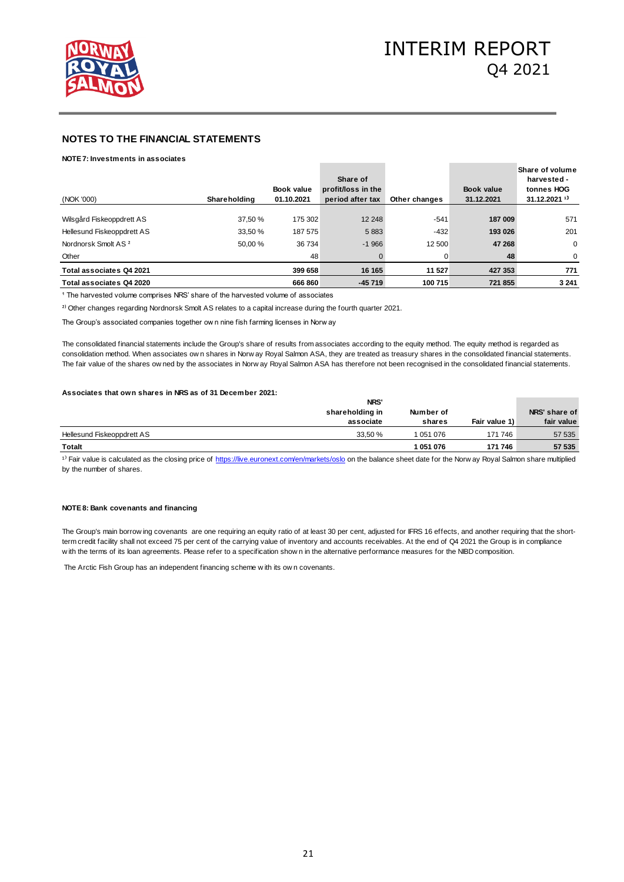## NOTES TO THE FINANCIAL STATEMENTS

**NOTE 7: Investments in associates**

| (NOK '000) | Shareholding | Book value 01.10.2021 | Share of profit/loss in the period after tax | Other changes | Book value 31.12.2021 | Share of volume harvested - tonnes HOG 31.12.2021 [1] |
|---|---|---|---|---|---|---|
| Wilsgård Fiskeoppdrett AS | 37,50 % | 175 302 | 12 248 | -541 | **187 009** | 571 |
| Hellesund Fiskeoppdrett AS | 33,50 % | 187 575 | 5 883 | -432 | **193 026** | 201 |
| Nordnorsk Smolt AS [2] | 50,00 % | 36 734 | -1 966 | 12 500 | **47 268** | 0 |
| Other | | 48 | 0 | 0 | **48** | 0 |
| **Total associates Q4 2021** | | **399 658** | **16 165** | **11 527** | **427 353** | **771** |
| **Total associates Q4 2020** | | **666 860** | **-45 719** | **100 715** | **721 855** | **3 241** |

[1] The harvested volume comprises NRS' share of the harvested volume of associates

[2] Other changes regarding Nordnorsk Smolt AS relates to a capital increase during the fourth quarter 2021.

The Group's associated companies together own nine fish farming licenses in Norway

The consolidated financial statements include the Group's share of results from associates according to the equity method. The equity method is regarded as consolidation method. When associates own shares in Norway Royal Salmon ASA, they are treated as treasury shares in the consolidated financial statements. The fair value of the shares owned by the associates in Norway Royal Salmon ASA has therefore not been recognised in the consolidated financial statements.

**Associates that own shares in NRS as of 31 December 2021:**

| | NRS' shareholding in associate | Number of shares | Fair value 1) | NRS' share of fair value |
|---|---|---|---|---|
| Hellesund Fiskeoppdrett AS | 33,50 % | 1 051 076 | 171 746 | 57 535 |
| **Totalt** | | **1 051 076** | **171 746** | **57 535** |

[1] Fair value is calculated as the closing price of https://live.euronext.com/en/markets/oslo on the balance sheet date for the Norway Royal Salmon share multiplied by the number of shares.

**NOTE 8: Bank covenants and financing**

The Group's main borrowing covenants are one requiring an equity ratio of at least 30 per cent, adjusted for IFRS 16 effects, and another requiring that the short-term credit facility shall not exceed 75 per cent of the carrying value of inventory and accounts receivables. At the end of Q4 2021 the Group is in compliance with the terms of its loan agreements. Please refer to a specification shown in the alternative performance measures for the NIBD composition.

The Arctic Fish Group has an independent financing scheme with its own covenants.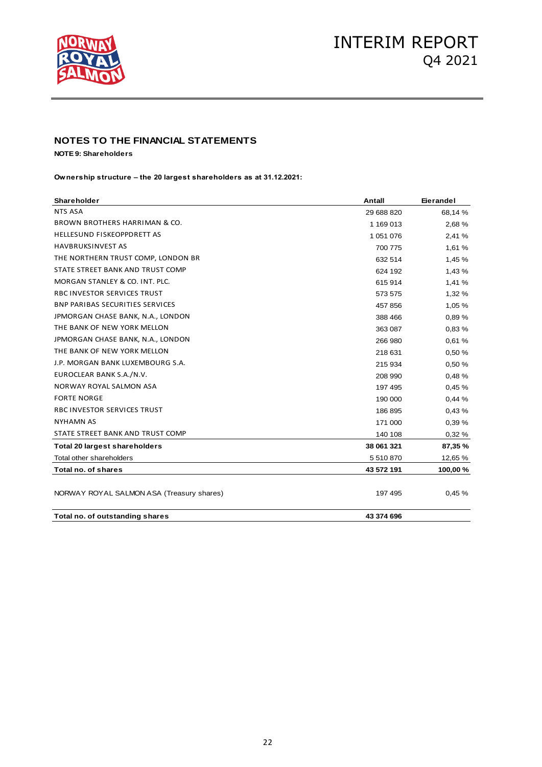## NOTES TO THE FINANCIAL STATEMENTS

**NOTE 9: Shareholders**

**Ownership structure – the 20 largest shareholders as at 31.12.2021:**

| Shareholder | Antall | Eierandel |
|---|---|---|
| NTS ASA | 29 688 820 | 68,14 % |
| BROWN BROTHERS HARRIMAN & CO. | 1 169 013 | 2,68 % |
| HELLESUND FISKEOPPDRETT AS | 1 051 076 | 2,41 % |
| HAVBRUKSINVEST AS | 700 775 | 1,61 % |
| THE NORTHERN TRUST COMP, LONDON BR | 632 514 | 1,45 % |
| STATE STREET BANK AND TRUST COMP | 624 192 | 1,43 % |
| MORGAN STANLEY & CO. INT. PLC. | 615 914 | 1,41 % |
| RBC INVESTOR SERVICES TRUST | 573 575 | 1,32 % |
| BNP PARIBAS SECURITIES SERVICES | 457 856 | 1,05 % |
| JPMORGAN CHASE BANK, N.A., LONDON | 388 466 | 0,89 % |
| THE BANK OF NEW YORK MELLON | 363 087 | 0,83 % |
| JPMORGAN CHASE BANK, N.A., LONDON | 266 980 | 0,61 % |
| THE BANK OF NEW YORK MELLON | 218 631 | 0,50 % |
| J.P. MORGAN BANK LUXEMBOURG S.A. | 215 934 | 0,50 % |
| EUROCLEAR BANK S.A./N.V. | 208 990 | 0,48 % |
| NORWAY ROYAL SALMON ASA | 197 495 | 0,45 % |
| FORTE NORGE | 190 000 | 0,44 % |
| RBC INVESTOR SERVICES TRUST | 186 895 | 0,43 % |
| NYHAMN AS | 171 000 | 0,39 % |
| STATE STREET BANK AND TRUST COMP | 140 108 | 0,32 % |
| **Total 20 largest shareholders** | **38 061 321** | **87,35 %** |
| Total other shareholders | 5 510 870 | 12,65 % |
| **Total no. of shares** | **43 572 191** | **100,00 %** |
| | | |
| NORWAY ROYAL SALMON ASA (Treasury shares) | 197 495 | 0,45 % |
| | | |
| **Total no. of outstanding shares** | **43 374 696** | |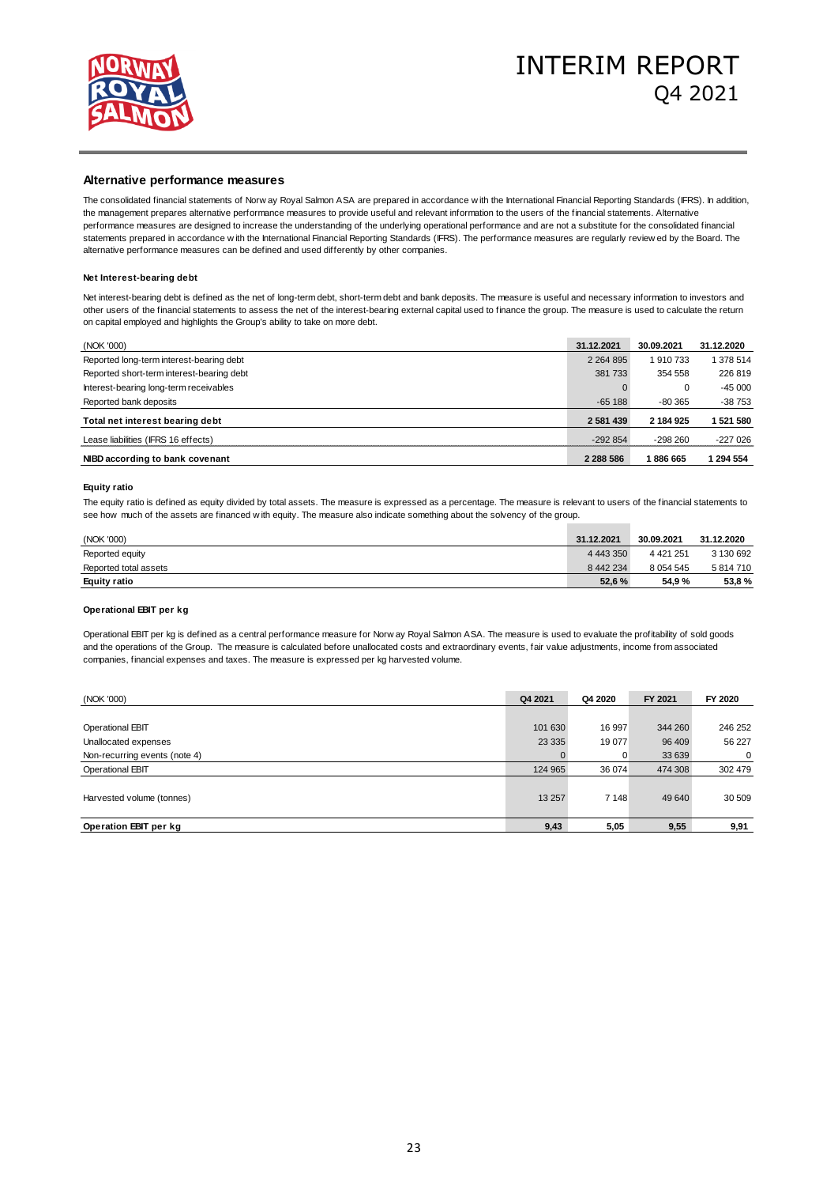## Alternative performance measures

The consolidated financial statements of Norway Royal Salmon ASA are prepared in accordance with the International Financial Reporting Standards (IFRS). In addition, the management prepares alternative performance measures to provide useful and relevant information to the users of the financial statements. Alternative performance measures are designed to increase the understanding of the underlying operational performance and are not a substitute for the consolidated financial statements prepared in accordance with the International Financial Reporting Standards (IFRS). The performance measures are regularly reviewed by the Board. The alternative performance measures can be defined and used differently by other companies.

### Net Interest-bearing debt

Net interest-bearing debt is defined as the net of long-term debt, short-term debt and bank deposits. The measure is useful and necessary information to investors and other users of the financial statements to assess the net of the interest-bearing external capital used to finance the group. The measure is used to calculate the return on capital employed and highlights the Group's ability to take on more debt.

| (NOK '000) | 31.12.2021 | 30.09.2021 | 31.12.2020 |
|---|---|---|---|
| Reported long-term interest-bearing debt | 2 264 895 | 1 910 733 | 1 378 514 |
| Reported short-term interest-bearing debt | 381 733 | 354 558 | 226 819 |
| Interest-bearing long-term receivables | 0 | 0 | -45 000 |
| Reported bank deposits | -65 188 | -80 365 | -38 753 |
| **Total net interest bearing debt** | **2 581 439** | **2 184 925** | **1 521 580** |
| Lease liabilities (IFRS 16 effects) | -292 854 | -298 260 | -227 026 |
| **NIBD according to bank covenant** | **2 288 586** | **1 886 665** | **1 294 554** |

### Equity ratio

The equity ratio is defined as equity divided by total assets. The measure is expressed as a percentage. The measure is relevant to users of the financial statements to see how much of the assets are financed with equity. The measure also indicate something about the solvency of the group.

| (NOK '000) | 31.12.2021 | 30.09.2021 | 31.12.2020 |
|---|---|---|---|
| Reported equity | 4 443 350 | 4 421 251 | 3 130 692 |
| Reported total assets | 8 442 234 | 8 054 545 | 5 814 710 |
| **Equity ratio** | **52,6 %** | **54,9 %** | **53,8 %** |

### Operational EBIT per kg

Operational EBIT per kg is defined as a central performance measure for Norway Royal Salmon ASA. The measure is used to evaluate the profitability of sold goods and the operations of the Group. The measure is calculated before unallocated costs and extraordinary events, fair value adjustments, income from associated companies, financial expenses and taxes. The measure is expressed per kg harvested volume.

| (NOK '000) | Q4 2021 | Q4 2020 | FY 2021 | FY 2020 |
|---|---|---|---|---|
| Operational EBIT | 101 630 | 16 997 | 344 260 | 246 252 |
| Unallocated expenses | 23 335 | 19 077 | 96 409 | 56 227 |
| Non-recurring events (note 4) | 0 | 0 | 33 639 | 0 |
| Operational EBIT | 124 965 | 36 074 | 474 308 | 302 479 |
| Harvested volume (tonnes) | 13 257 | 7 148 | 49 640 | 30 509 |
| **Operation EBIT per kg** | **9,43** | **5,05** | **9,55** | **9,91** |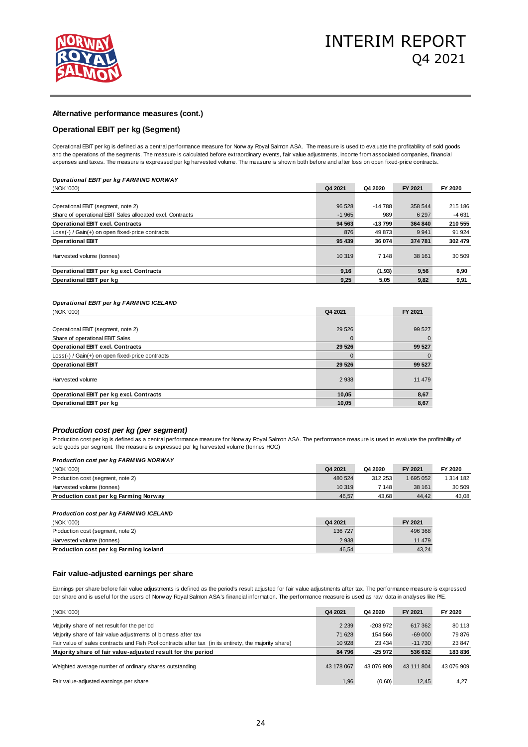## Alternative performance measures (cont.)

### Operational EBIT per kg (Segment)

Operational EBIT per kg is defined as a central performance measure for Norway Royal Salmon ASA. The measure is used to evaluate the profitability of sold goods and the operations of the segments. The measure is calculated before extraordinary events, fair value adjustments, income from associated companies, financial expenses and taxes. The measure is expressed per kg harvested volume. The measure is shown both before and after loss on open fixed-price contracts.

***Operational EBIT per kg FARMING NORWAY***

| (NOK '000) | Q4 2021 | Q4 2020 | FY 2021 | FY 2020 |
|---|---|---|---|---|
| Operational EBIT (segment, note 2) | 96 528 | -14 788 | 358 544 | 215 186 |
| Share of operational EBIT Sales allocated excl. Contracts | -1 965 | 989 | 6 297 | -4 631 |
| **Operational EBIT excl. Contracts** | **94 563** | **-13 799** | **364 840** | **210 555** |
| Loss(-) / Gain(+) on open fixed-price contracts | 876 | 49 873 | 9 941 | 91 924 |
| **Operational EBIT** | **95 439** | **36 074** | **374 781** | **302 479** |
| Harvested volume (tonnes) | 10 319 | 7 148 | 38 161 | 30 509 |
| **Operational EBIT per kg excl. Contracts** | **9,16** | **(1,93)** | **9,56** | **6,90** |
| **Operational EBIT per kg** | **9,25** | **5,05** | **9,82** | **9,91** |

***Operational EBIT per kg FARMING ICELAND***

| (NOK '000) | Q4 2021 | FY 2021 |
|---|---|---|
| Operational EBIT (segment, note 2) | 29 526 | 99 527 |
| Share of operational EBIT Sales | 0 | 0 |
| **Operational EBIT excl. Contracts** | **29 526** | **99 527** |
| Loss(-) / Gain(+) on open fixed-price contracts | 0 | 0 |
| **Operational EBIT** | **29 526** | **99 527** |
| Harvested volume | 2 938 | 11 479 |
| **Operational EBIT per kg excl. Contracts** | **10,05** | **8,67** |
| **Operational EBIT per kg** | **10,05** | **8,67** |

### *Production cost per kg (per segment)*

Production cost per kg is defined as a central performance measure for Norway Royal Salmon ASA. The performance measure is used to evaluate the profitability of sold goods per segment. The measure is expressed per kg harvested volume (tonnes HOG)

***Production cost per kg FARMING NORWAY***

| (NOK '000) | Q4 2021 | Q4 2020 | FY 2021 | FY 2020 |
|---|---|---|---|---|
| Production cost (segment, note 2) | 480 524 | 312 253 | 1 695 052 | 1 314 182 |
| Harvested volume (tonnes) | 10 319 | 7 148 | 38 161 | 30 509 |
| **Production cost per kg Farming Norway** | 46,57 | 43,68 | 44,42 | 43,08 |

***Production cost per kg FARMING ICELAND***

| (NOK '000) | Q4 2021 | FY 2021 |
|---|---|---|
| Production cost (segment, note 2) | 136 727 | 496 368 |
| Harvested volume (tonnes) | 2 938 | 11 479 |
| **Production cost per kg Farming Iceland** | 46,54 | 43,24 |

### Fair value-adjusted earnings per share

Earnings per share before fair value adjustments is defined as the period's result adjusted for fair value adjustments after tax. The performance measure is expressed per share and is useful for the users of Norway Royal Salmon ASA's financial information. The performance measure is used as raw data in analyses like P/E.

| (NOK '000) | Q4 2021 | Q4 2020 | FY 2021 | FY 2020 |
|---|---|---|---|---|
| Majority share of net result for the period | 2 239 | -203 972 | 617 362 | 80 113 |
| Majority share of fair value adjustments of biomass after tax | 71 628 | 154 566 | -69 000 | 79 876 |
| Fair value of sales contracts and Fish Pool contracts after tax (in its entirety, the majority share) | 10 928 | 23 434 | -11 730 | 23 847 |
| **Majority share of fair value-adjusted result for the period** | **84 796** | **-25 972** | **536 632** | **183 836** |
| Weighted average number of ordinary shares outstanding | 43 178 067 | 43 076 909 | 43 111 804 | 43 076 909 |
| Fair value-adjusted earnings per share | 1,96 | (0,60) | 12,45 | 4,27 |